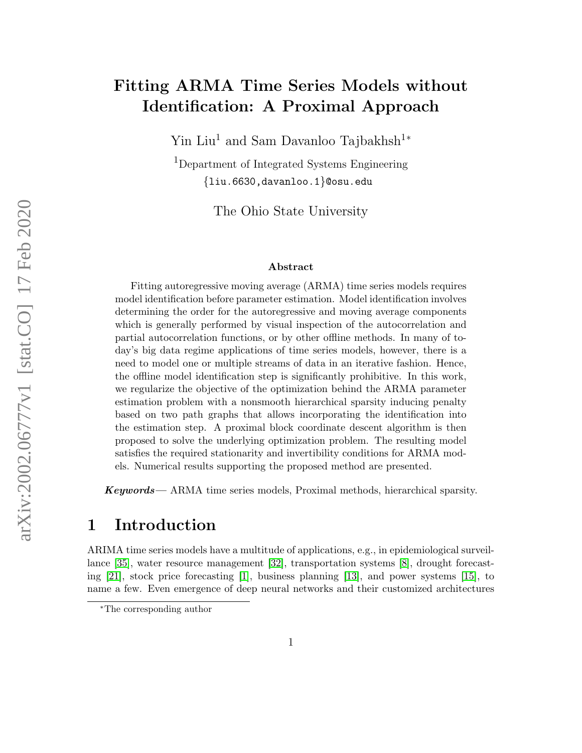# Fitting ARMA Time Series Models without Identification: A Proximal Approach

Yin Liu[1] and Sam Davanloo Tajbakhsh[1*]

[1]Department of Integrated Systems Engineering
{liu.6630,davanloo.1}@osu.edu

The Ohio State University

### Abstract

Fitting autoregressive moving average (ARMA) time series models requires model identification before parameter estimation. Model identification involves determining the order for the autoregressive and moving average components which is generally performed by visual inspection of the autocorrelation and partial autocorrelation functions, or by other offline methods. In many of today's big data regime applications of time series models, however, there is a need to model one or multiple streams of data in an iterative fashion. Hence, the offline model identification step is significantly prohibitive. In this work, we regularize the objective of the optimization behind the ARMA parameter estimation problem with a nonsmooth hierarchical sparsity inducing penalty based on two path graphs that allows incorporating the identification into the estimation step. A proximal block coordinate descent algorithm is then proposed to solve the underlying optimization problem. The resulting model satisfies the required stationarity and invertibility conditions for ARMA models. Numerical results supporting the proposed method are presented.

***Keywords***— ARMA time series models, Proximal methods, hierarchical sparsity.

## 1 Introduction

ARIMA time series models have a multitude of applications, e.g., in epidemiological surveillance [35], water resource management [32], transportation systems [8], drought forecasting [21], stock price forecasting [1], business planning [13], and power systems [15], to name a few. Even emergence of deep neural networks and their customized architectures

*The corresponding author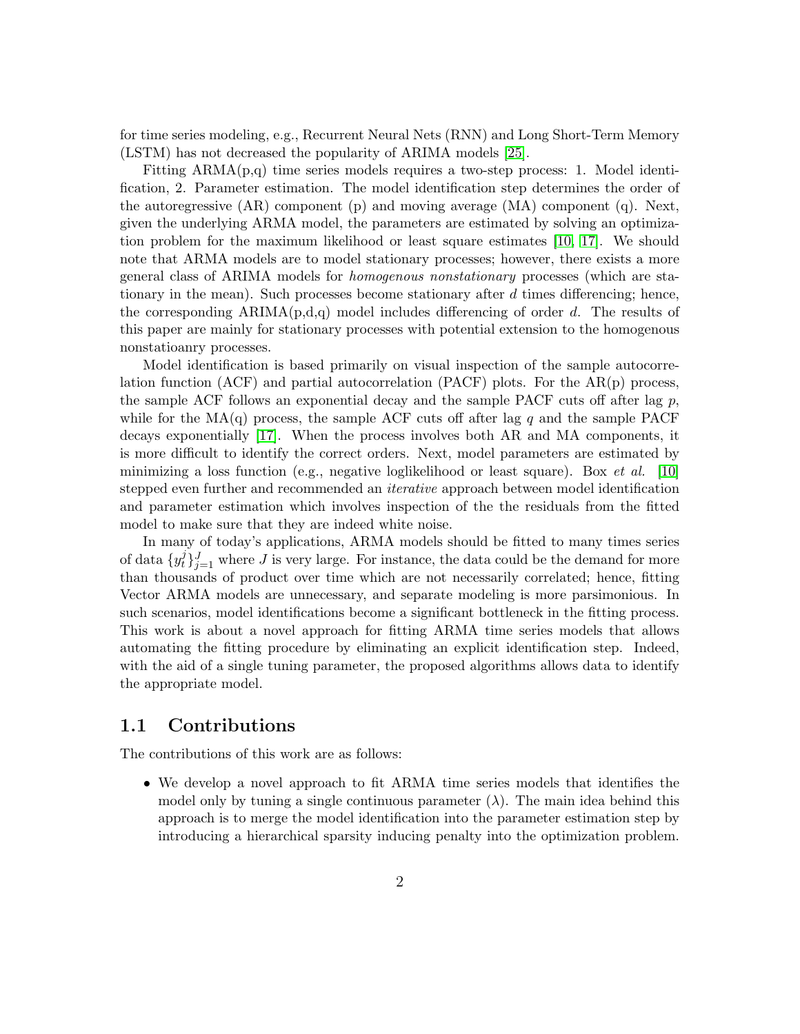for time series modeling, e.g., Recurrent Neural Nets (RNN) and Long Short-Term Memory (LSTM) has not decreased the popularity of ARIMA models [25].

Fitting ARMA(p,q) time series models requires a two-step process: 1. Model identification, 2. Parameter estimation. The model identification step determines the order of the autoregressive (AR) component (p) and moving average (MA) component (q). Next, given the underlying ARMA model, the parameters are estimated by solving an optimization problem for the maximum likelihood or least square estimates [10, 17]. We should note that ARMA models are to model stationary processes; however, there exists a more general class of ARIMA models for *homogenous nonstationary* processes (which are stationary in the mean). Such processes become stationary after $d$ times differencing; hence, the corresponding ARIMA(p,d,q) model includes differencing of order $d$. The results of this paper are mainly for stationary processes with potential extension to the homogenous nonstatioanry processes.

Model identification is based primarily on visual inspection of the sample autocorrelation function (ACF) and partial autocorrelation (PACF) plots. For the AR($p$) process, the sample ACF follows an exponential decay and the sample PACF cuts off after lag $p$, while for the MA($q$) process, the sample ACF cuts off after lag $q$ and the sample PACF decays exponentially [17]. When the process involves both AR and MA components, it is more difficult to identify the correct orders. Next, model parameters are estimated by minimizing a loss function (e.g., negative loglikelihood or least square). Box *et al.* [10] stepped even further and recommended an *iterative* approach between model identification and parameter estimation which involves inspection of the the residuals from the fitted model to make sure that they are indeed white noise.

In many of today's applications, ARMA models should be fitted to many times series of data $\{y_t^j\}_{j=1}^J$ where $J$ is very large. For instance, the data could be the demand for more than thousands of product over time which are not necessarily correlated; hence, fitting Vector ARMA models are unnecessary, and separate modeling is more parsimonious. In such scenarios, model identifications become a significant bottleneck in the fitting process. This work is about a novel approach for fitting ARMA time series models that allows automating the fitting procedure by eliminating an explicit identification step. Indeed, with the aid of a single tuning parameter, the proposed algorithms allows data to identify the appropriate model.

## 1.1 Contributions

The contributions of this work are as follows:

- We develop a novel approach to fit ARMA time series models that identifies the model only by tuning a single continuous parameter ($\lambda$). The main idea behind this approach is to merge the model identification into the parameter estimation step by introducing a hierarchical sparsity inducing penalty into the optimization problem.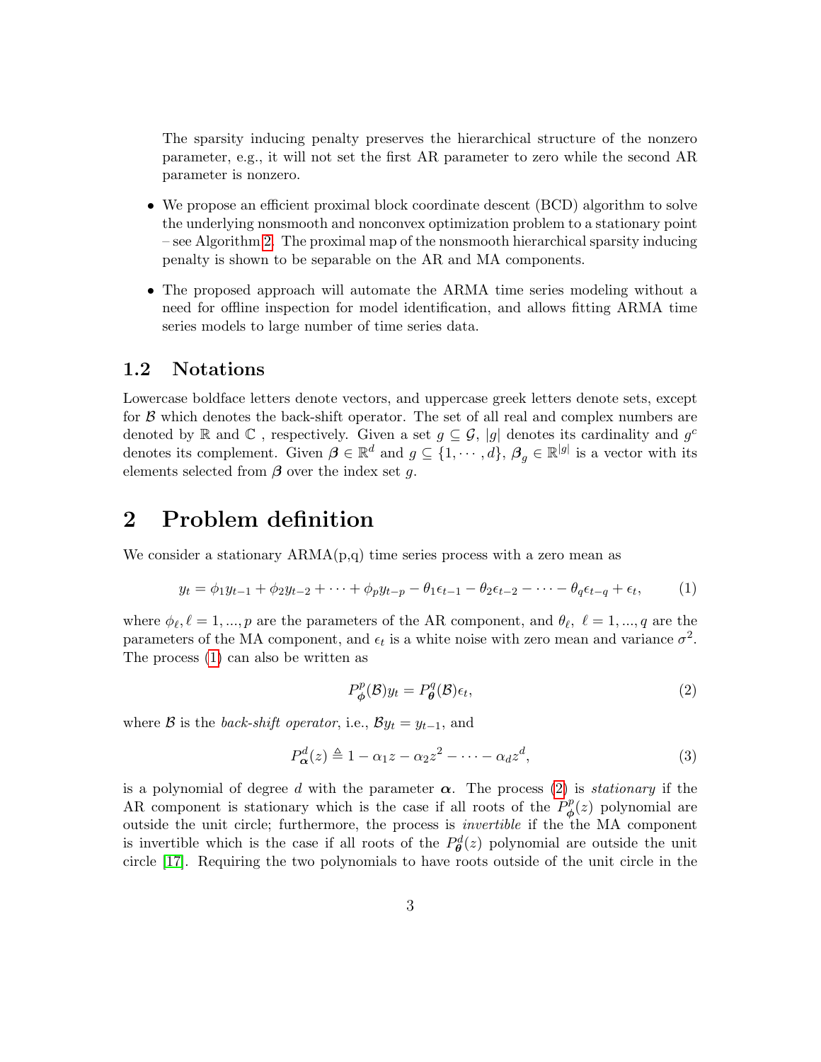The sparsity inducing penalty preserves the hierarchical structure of the nonzero parameter, e.g., it will not set the first AR parameter to zero while the second AR parameter is nonzero.

- We propose an efficient proximal block coordinate descent (BCD) algorithm to solve the underlying nonsmooth and nonconvex optimization problem to a stationary point – see Algorithm 2. The proximal map of the nonsmooth hierarchical sparsity inducing penalty is shown to be separable on the AR and MA components.
- The proposed approach will automate the ARMA time series modeling without a need for offline inspection for model identification, and allows fitting ARMA time series models to large number of time series data.

### 1.2 Notations

Lowercase boldface letters denote vectors, and uppercase greek letters denote sets, except for $\mathcal{B}$ which denotes the back-shift operator. The set of all real and complex numbers are denoted by $\mathbb{R}$ and $\mathbb{C}$ , respectively. Given a set $g \subseteq \mathcal{G}$, $|g|$ denotes its cardinality and $g^c$ denotes its complement. Given $\boldsymbol{\beta} \in \mathbb{R}^d$ and $g \subseteq \{1, \cdots, d\}$, $\boldsymbol{\beta}_g \in \mathbb{R}^{|g|}$ is a vector with its elements selected from $\boldsymbol{\beta}$ over the index set $g$.

## 2 Problem definition

We consider a stationary ARMA(p,q) time series process with a zero mean as

$$y_t = \phi_1 y_{t-1} + \phi_2 y_{t-2} + \cdots + \phi_p y_{t-p} - \theta_1 \epsilon_{t-1} - \theta_2 \epsilon_{t-2} - \cdots - \theta_q \epsilon_{t-q} + \epsilon_t, \tag{1}$$

where $\phi_\ell, \ell = 1, ..., p$ are the parameters of the AR component, and $\theta_\ell,\ \ell = 1, ..., q$ are the parameters of the MA component, and $\epsilon_t$ is a white noise with zero mean and variance $\sigma^2$. The process (1) can also be written as

$$P^p_{\boldsymbol{\phi}}(\mathcal{B}) y_t = P^q_{\boldsymbol{\theta}}(\mathcal{B}) \epsilon_t, \tag{2}$$

where $\mathcal{B}$ is the *back-shift operator*, i.e., $\mathcal{B} y_t = y_{t-1}$, and

$$P^d_{\boldsymbol{\alpha}}(z) \triangleq 1 - \alpha_1 z - \alpha_2 z^2 - \cdots - \alpha_d z^d, \tag{3}$$

is a polynomial of degree $d$ with the parameter $\boldsymbol{\alpha}$. The process (2) is *stationary* if the AR component is stationary which is the case if all roots of the $P^p_{\boldsymbol{\phi}}(z)$ polynomial are outside the unit circle; furthermore, the process is *invertible* if the the MA component is invertible which is the case if all roots of the $P^d_{\boldsymbol{\theta}}(z)$ polynomial are outside the unit circle [17]. Requiring the two polynomials to have roots outside of the unit circle in the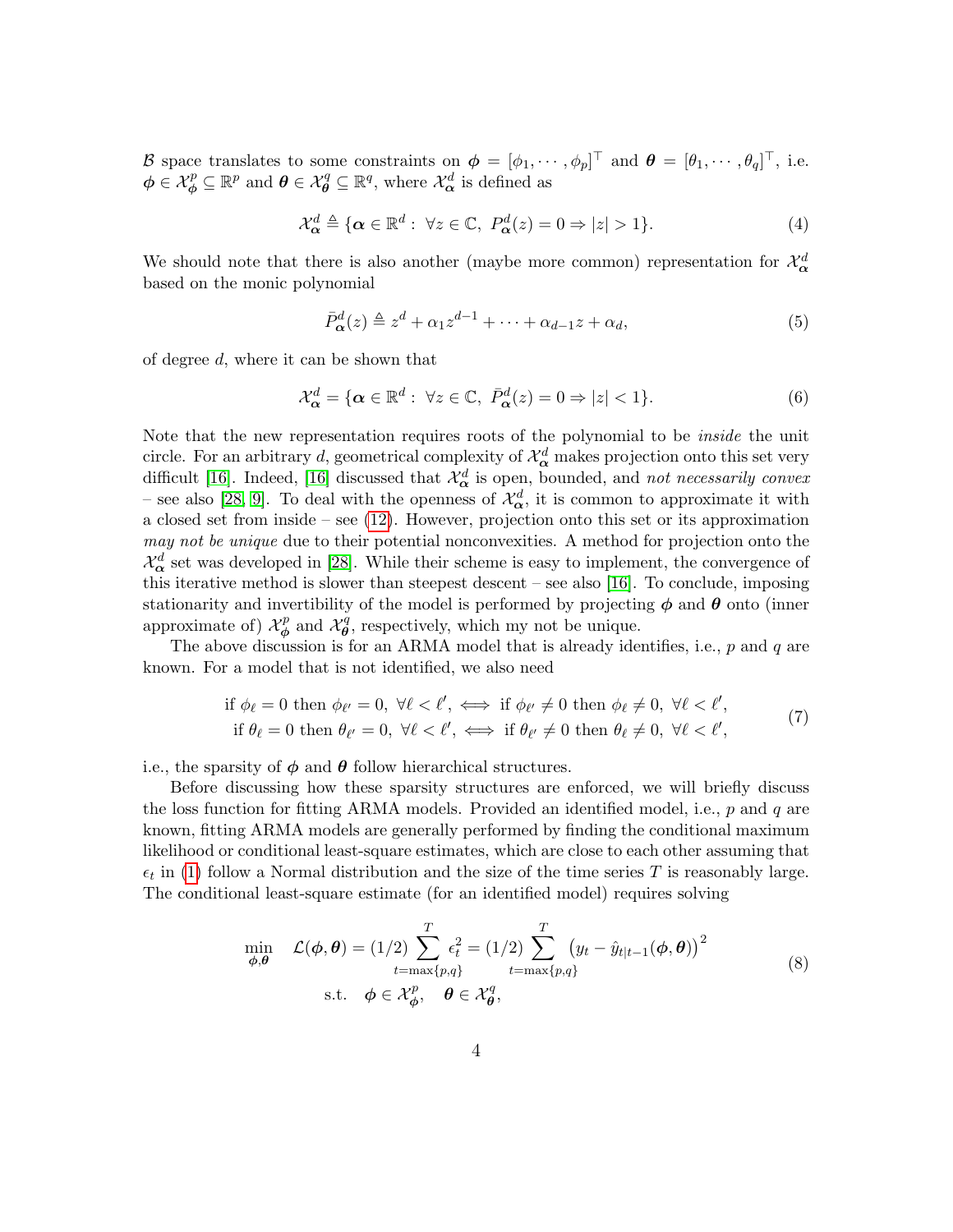$\mathcal{B}$ space translates to some constraints on $\boldsymbol{\phi} = [\phi_1, \cdots, \phi_p]^\top$ and $\boldsymbol{\theta} = [\theta_1, \cdots, \theta_q]^\top$, i.e. $\boldsymbol{\phi} \in \mathcal{X}_{\boldsymbol{\phi}}^p \subseteq \mathbb{R}^p$ and $\boldsymbol{\theta} \in \mathcal{X}_{\boldsymbol{\theta}}^q \subseteq \mathbb{R}^q$, where $\mathcal{X}_{\boldsymbol{\alpha}}^d$ is defined as

$$\mathcal{X}_{\boldsymbol{\alpha}}^d \triangleq \{\boldsymbol{\alpha} \in \mathbb{R}^d : \ \forall z \in \mathbb{C}, \ P_{\boldsymbol{\alpha}}^d(z) = 0 \Rightarrow |z| > 1\}. \tag{4}$$

We should note that there is also another (maybe more common) representation for $\mathcal{X}_{\boldsymbol{\alpha}}^d$ based on the monic polynomial

$$\bar{P}_{\boldsymbol{\alpha}}^d(z) \triangleq z^d + \alpha_1 z^{d-1} + \cdots + \alpha_{d-1} z + \alpha_d, \tag{5}$$

of degree $d$, where it can be shown that

$$\mathcal{X}_{\boldsymbol{\alpha}}^d = \{\boldsymbol{\alpha} \in \mathbb{R}^d : \ \forall z \in \mathbb{C}, \ \bar{P}_{\boldsymbol{\alpha}}^d(z) = 0 \Rightarrow |z| < 1\}. \tag{6}$$

Note that the new representation requires roots of the polynomial to be *inside* the unit circle. For an arbitrary $d$, geometrical complexity of $\mathcal{X}_{\boldsymbol{\alpha}}^d$ makes projection onto this set very difficult [16]. Indeed, [16] discussed that $\mathcal{X}_{\boldsymbol{\alpha}}^d$ is open, bounded, and *not necessarily convex* – see also [28, 9]. To deal with the openness of $\mathcal{X}_{\boldsymbol{\alpha}}^d$, it is common to approximate it with a closed set from inside – see (12). However, projection onto this set or its approximation *may not be unique* due to their potential nonconvexities. A method for projection onto the $\mathcal{X}_{\boldsymbol{\alpha}}^d$ set was developed in [28]. While their scheme is easy to implement, the convergence of this iterative method is slower than steepest descent – see also [16]. To conclude, imposing stationarity and invertibility of the model is performed by projecting $\boldsymbol{\phi}$ and $\boldsymbol{\theta}$ onto (inner approximate of) $\mathcal{X}_{\boldsymbol{\phi}}^p$ and $\mathcal{X}_{\boldsymbol{\theta}}^q$, respectively, which my not be unique.

The above discussion is for an ARMA model that is already identifies, i.e., $p$ and $q$ are known. For a model that is not identified, we also need

$$\begin{aligned} &\text{if } \phi_\ell = 0 \text{ then } \phi_{\ell'} = 0, \ \forall \ell < \ell', \iff \text{if } \phi_{\ell'} \neq 0 \text{ then } \phi_\ell \neq 0, \ \forall \ell < \ell', \\ &\text{if } \theta_\ell = 0 \text{ then } \theta_{\ell'} = 0, \ \forall \ell < \ell', \iff \text{if } \theta_{\ell'} \neq 0 \text{ then } \theta_\ell \neq 0, \ \forall \ell < \ell', \end{aligned} \tag{7}$$

i.e., the sparsity of $\boldsymbol{\phi}$ and $\boldsymbol{\theta}$ follow hierarchical structures.

Before discussing how these sparsity structures are enforced, we will briefly discuss the loss function for fitting ARMA models. Provided an identified model, i.e., $p$ and $q$ are known, fitting ARMA models are generally performed by finding the conditional maximum likelihood or conditional least-square estimates, which are close to each other assuming that $\epsilon_t$ in (1) follow a Normal distribution and the size of the time series $T$ is reasonably large. The conditional least-square estimate (for an identified model) requires solving

$$\begin{aligned} \min_{\boldsymbol{\phi}, \boldsymbol{\theta}} \quad & \mathcal{L}(\boldsymbol{\phi}, \boldsymbol{\theta}) = (1/2) \sum_{t=\max\{p,q\}}^{T} \epsilon_t^2 = (1/2) \sum_{t=\max\{p,q\}}^{T} \left( y_t - \hat{y}_{t|t-1}(\boldsymbol{\phi}, \boldsymbol{\theta}) \right)^2 \\ \text{s.t.} \quad & \boldsymbol{\phi} \in \mathcal{X}_{\boldsymbol{\phi}}^p, \quad \boldsymbol{\theta} \in \mathcal{X}_{\boldsymbol{\theta}}^q, \end{aligned} \tag{8}$$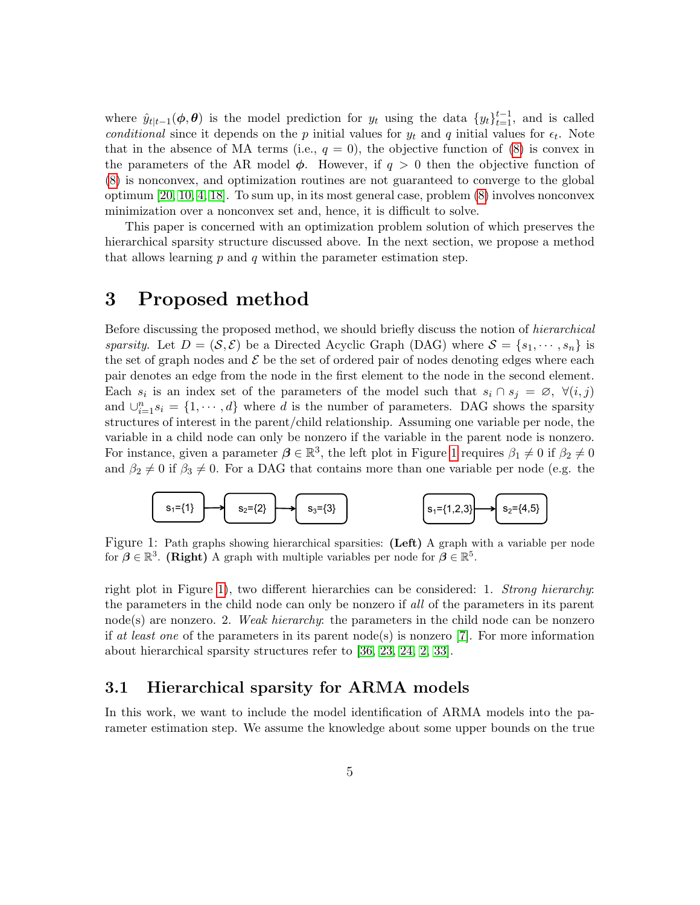where $\hat{y}_{t|t-1}(\boldsymbol{\phi}, \boldsymbol{\theta})$ is the model prediction for $y_t$ using the data $\{y_t\}_{t=1}^{t-1}$, and is called *conditional* since it depends on the $p$ initial values for $y_t$ and $q$ initial values for $\epsilon_t$. Note that in the absence of MA terms (i.e., $q = 0$), the objective function of (8) is convex in the parameters of the AR model $\boldsymbol{\phi}$. However, if $q > 0$ then the objective function of (8) is nonconvex, and optimization routines are not guaranteed to converge to the global optimum [20, 10, 4, 18]. To sum up, in its most general case, problem (8) involves nonconvex minimization over a nonconvex set and, hence, it is difficult to solve.

This paper is concerned with an optimization problem solution of which preserves the hierarchical sparsity structure discussed above. In the next section, we propose a method that allows learning $p$ and $q$ within the parameter estimation step.

# 3 Proposed method

Before discussing the proposed method, we should briefly discuss the notion of *hierarchical sparsity*. Let $D = (\mathcal{S}, \mathcal{E})$ be a Directed Acyclic Graph (DAG) where $\mathcal{S} = \{s_1, \cdots, s_n\}$ is the set of graph nodes and $\mathcal{E}$ be the set of ordered pair of nodes denoting edges where each pair denotes an edge from the node in the first element to the node in the second element. Each $s_i$ is an index set of the parameters of the model such that $s_i \cap s_j = \varnothing, \ \forall (i, j)$ and $\cup_{i=1}^{n} s_i = \{1, \cdots, d\}$ where $d$ is the number of parameters. DAG shows the sparsity structures of interest in the parent/child relationship. Assuming one variable per node, the variable in a child node can only be nonzero if the variable in the parent node is nonzero. For instance, given a parameter $\boldsymbol{\beta} \in \mathbb{R}^3$, the left plot in Figure 1 requires $\beta_1 \neq 0$ if $\beta_2 \neq 0$ and $\beta_2 \neq 0$ if $\beta_3 \neq 0$. For a DAG that contains more than one variable per node (e.g. the right plot in Figure 1), two different hierarchies can be considered: 1. *Strong hierarchy*: the parameters in the child node can only be nonzero if *all* of the parameters in its parent node(s) are nonzero. 2. *Weak hierarchy*: the parameters in the child node can be nonzero if *at least one* of the parameters in its parent node(s) is nonzero [7]. For more information about hierarchical sparsity structures refer to [36, 23, 24, 2, 33].

$s_1$={1} → $s_2$={2} → $s_3$={3}     $s_1$={1,2,3} → $s_2$={4,5}

Figure 1: Path graphs showing hierarchical sparsities: **(Left)** A graph with a variable per node for $\boldsymbol{\beta} \in \mathbb{R}^3$. **(Right)** A graph with multiple variables per node for $\boldsymbol{\beta} \in \mathbb{R}^5$.

## 3.1 Hierarchical sparsity for ARMA models

In this work, we want to include the model identification of ARMA models into the parameter estimation step. We assume the knowledge about some upper bounds on the true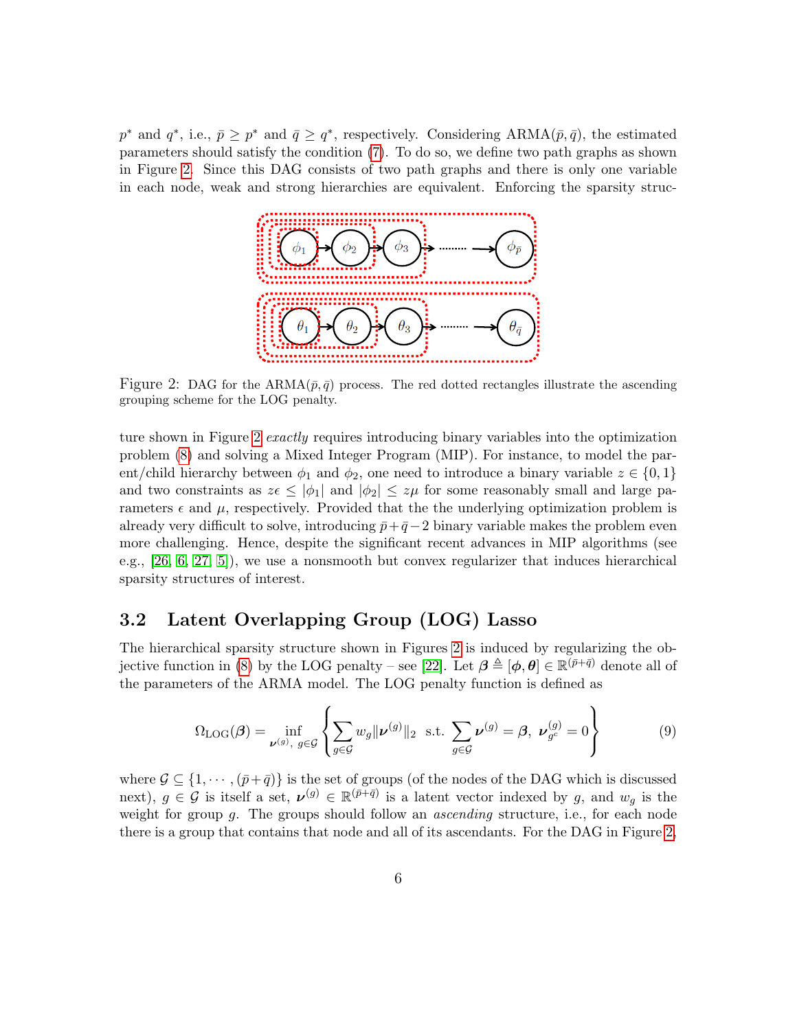$p^*$ and $q^*$, i.e., $\bar{p} \geq p^*$ and $\bar{q} \geq q^*$, respectively. Considering ARMA$(\bar{p}, \bar{q})$, the estimated parameters should satisfy the condition (7). To do so, we define two path graphs as shown in Figure 2. Since this DAG consists of two path graphs and there is only one variable in each node, weak and strong hierarchies are equivalent. Enforcing the sparsity structure shown in Figure 2 *exactly* requires introducing binary variables into the optimization problem (8) and solving a Mixed Integer Program (MIP). For instance, to model the parent/child hierarchy between $\phi_1$ and $\phi_2$, one need to introduce a binary variable $z \in \{0, 1\}$ and two constraints as $z\epsilon \leq |\phi_1|$ and $|\phi_2| \leq z\mu$ for some reasonably small and large parameters $\epsilon$ and $\mu$, respectively. Provided that the the underlying optimization problem is already very difficult to solve, introducing $\bar{p}+\bar{q}-2$ binary variable makes the problem even more challenging. Hence, despite the significant recent advances in MIP algorithms (see e.g., [26, 6, 27, 5]), we use a nonsmooth but convex regularizer that induces hierarchical sparsity structures of interest.

Figure 2: DAG for the ARMA$(\bar{p}, \bar{q})$ process. The red dotted rectangles illustrate the ascending grouping scheme for the LOG penalty.

## 3.2 Latent Overlapping Group (LOG) Lasso

The hierarchical sparsity structure shown in Figures 2 is induced by regularizing the objective function in (8) by the LOG penalty – see [22]. Let $\boldsymbol{\beta} \triangleq [\boldsymbol{\phi}, \boldsymbol{\theta}] \in \mathbb{R}^{(\bar{p}+\bar{q})}$ denote all of the parameters of the ARMA model. The LOG penalty function is defined as

$$\Omega_{\text{LOG}}(\boldsymbol{\beta}) = \inf_{\boldsymbol{\nu}^{(g)},\ g \in \mathcal{G}} \left\{ \sum_{g \in \mathcal{G}} w_g \|\boldsymbol{\nu}^{(g)}\|_2 \ \text{ s.t. } \sum_{g \in \mathcal{G}} \boldsymbol{\nu}^{(g)} = \boldsymbol{\beta},\ \boldsymbol{\nu}^{(g)}_{g^c} = 0 \right\} \tag{9}$$

where $\mathcal{G} \subseteq \{1, \cdots, (\bar{p}+\bar{q})\}$ is the set of groups (of the nodes of the DAG which is discussed next), $g \in \mathcal{G}$ is itself a set, $\boldsymbol{\nu}^{(g)} \in \mathbb{R}^{(\bar{p}+\bar{q})}$ is a latent vector indexed by $g$, and $w_g$ is the weight for group $g$. The groups should follow an *ascending* structure, i.e., for each node there is a group that contains that node and all of its ascendants. For the DAG in Figure 2,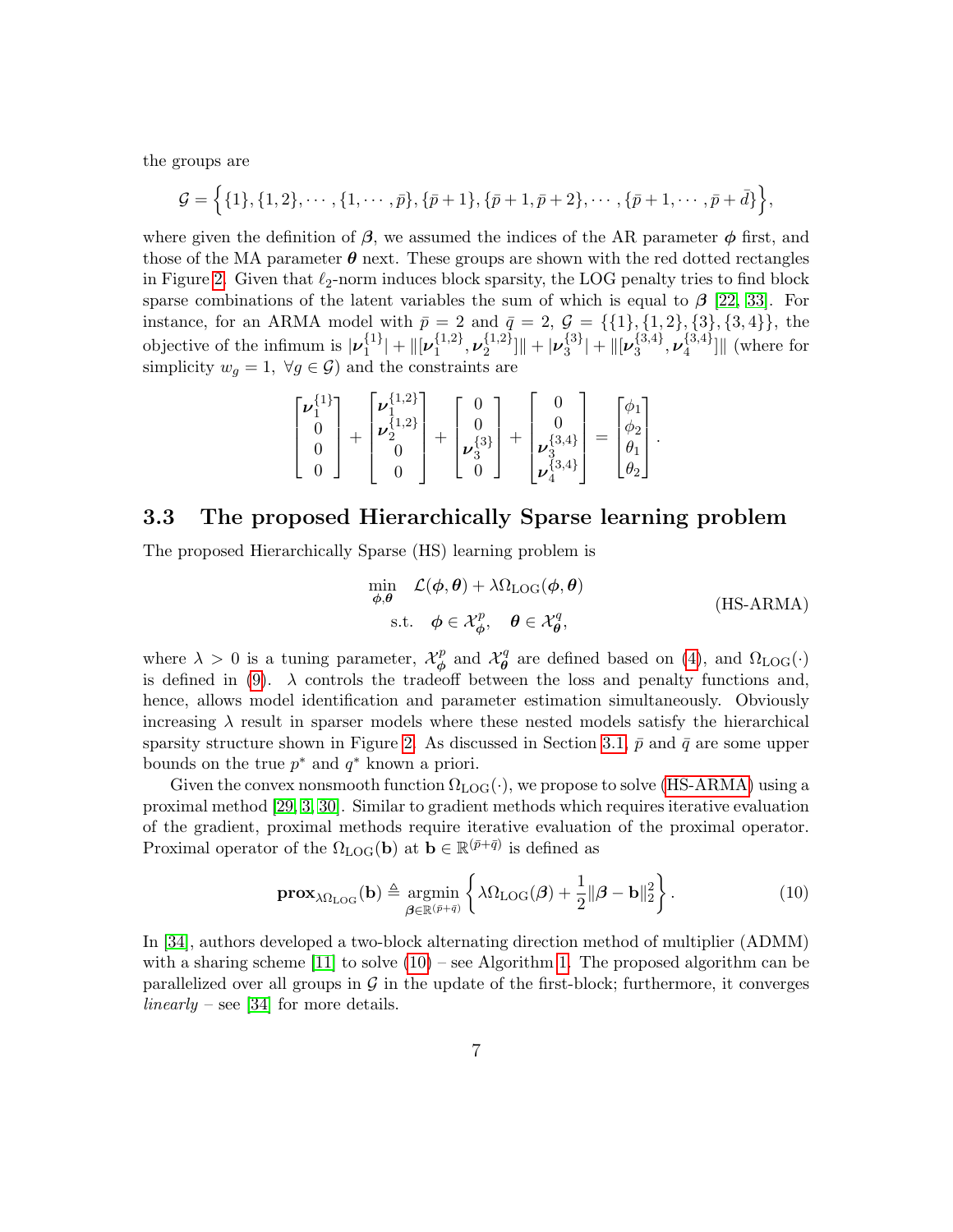the groups are

$$\mathcal{G} = \Big\{\{1\},\{1,2\},\cdots,\{1,\cdots,\bar{p}\},\{\bar{p}+1\},\{\bar{p}+1,\bar{p}+2\},\cdots,\{\bar{p}+1,\cdots,\bar{p}+\bar{d}\}\Big\},$$

where given the definition of $\boldsymbol{\beta}$, we assumed the indices of the AR parameter $\boldsymbol{\phi}$ first, and those of the MA parameter $\boldsymbol{\theta}$ next. These groups are shown with the red dotted rectangles in Figure 2. Given that $\ell_2$-norm induces block sparsity, the LOG penalty tries to find block sparse combinations of the latent variables the sum of which is equal to $\boldsymbol{\beta}$ [22, 33]. For instance, for an ARMA model with $\bar{p}=2$ and $\bar{q}=2$, $\mathcal{G}=\{\{1\},\{1,2\},\{3\},\{3,4\}\}$, the objective of the infimum is $|\boldsymbol{\nu}_1^{\{1\}}| + \|[\boldsymbol{\nu}_1^{\{1,2\}}, \boldsymbol{\nu}_2^{\{1,2\}}]\| + |\boldsymbol{\nu}_3^{\{3\}}| + \|[\boldsymbol{\nu}_3^{\{3,4\}}, \boldsymbol{\nu}_4^{\{3,4\}}]\|$ (where for simplicity $w_g=1,\ \forall g\in\mathcal{G}$) and the constraints are

$$\begin{bmatrix}\boldsymbol{\nu}_1^{\{1\}}\\0\\0\\0\end{bmatrix} + \begin{bmatrix}\boldsymbol{\nu}_1^{\{1,2\}}\\\boldsymbol{\nu}_2^{\{1,2\}}\\0\\0\end{bmatrix} + \begin{bmatrix}0\\0\\\boldsymbol{\nu}_3^{\{3\}}\\0\end{bmatrix} + \begin{bmatrix}0\\0\\\boldsymbol{\nu}_3^{\{3,4\}}\\\boldsymbol{\nu}_4^{\{3,4\}}\end{bmatrix} = \begin{bmatrix}\phi_1\\\phi_2\\\theta_1\\\theta_2\end{bmatrix}.$$

## 3.3 The proposed Hierarchically Sparse learning problem

The proposed Hierarchically Sparse (HS) learning problem is

$$\begin{aligned}\min_{\boldsymbol{\phi},\boldsymbol{\theta}} \quad & \mathcal{L}(\boldsymbol{\phi},\boldsymbol{\theta}) + \lambda\Omega_{\text{LOG}}(\boldsymbol{\phi},\boldsymbol{\theta}) \\ \text{s.t.} \quad & \boldsymbol{\phi}\in\mathcal{X}^p_{\boldsymbol{\phi}}, \quad \boldsymbol{\theta}\in\mathcal{X}^q_{\boldsymbol{\theta}},\end{aligned} \tag{HS-ARMA}$$

where $\lambda > 0$ is a tuning parameter, $\mathcal{X}^p_{\boldsymbol{\phi}}$ and $\mathcal{X}^q_{\boldsymbol{\theta}}$ are defined based on (4), and $\Omega_{\text{LOG}}(\cdot)$ is defined in (9). $\lambda$ controls the tradeoff between the loss and penalty functions and, hence, allows model identification and parameter estimation simultaneously. Obviously increasing $\lambda$ result in sparser models where these nested models satisfy the hierarchical sparsity structure shown in Figure 2. As discussed in Section 3.1, $\bar{p}$ and $\bar{q}$ are some upper bounds on the true $p^*$ and $q^*$ known a priori.

Given the convex nonsmooth function $\Omega_{\text{LOG}}(\cdot)$, we propose to solve (HS-ARMA) using a proximal method [29, 3, 30]. Similar to gradient methods which requires iterative evaluation of the gradient, proximal methods require iterative evaluation of the proximal operator. Proximal operator of the $\Omega_{\text{LOG}}(\mathbf{b})$ at $\mathbf{b}\in\mathbb{R}^{(\bar{p}+\bar{q})}$ is defined as

$$\mathbf{prox}_{\lambda\Omega_{\text{LOG}}}(\mathbf{b}) \triangleq \operatorname*{argmin}_{\boldsymbol{\beta}\in\mathbb{R}^{(\bar{p}+\bar{q})}} \left\{\lambda\Omega_{\text{LOG}}(\boldsymbol{\beta}) + \frac{1}{2}\|\boldsymbol{\beta}-\mathbf{b}\|_2^2\right\}. \tag{10}$$

In [34], authors developed a two-block alternating direction method of multiplier (ADMM) with a sharing scheme [11] to solve (10) – see Algorithm 1. The proposed algorithm can be parallelized over all groups in $\mathcal{G}$ in the update of the first-block; furthermore, it converges *linearly* – see [34] for more details.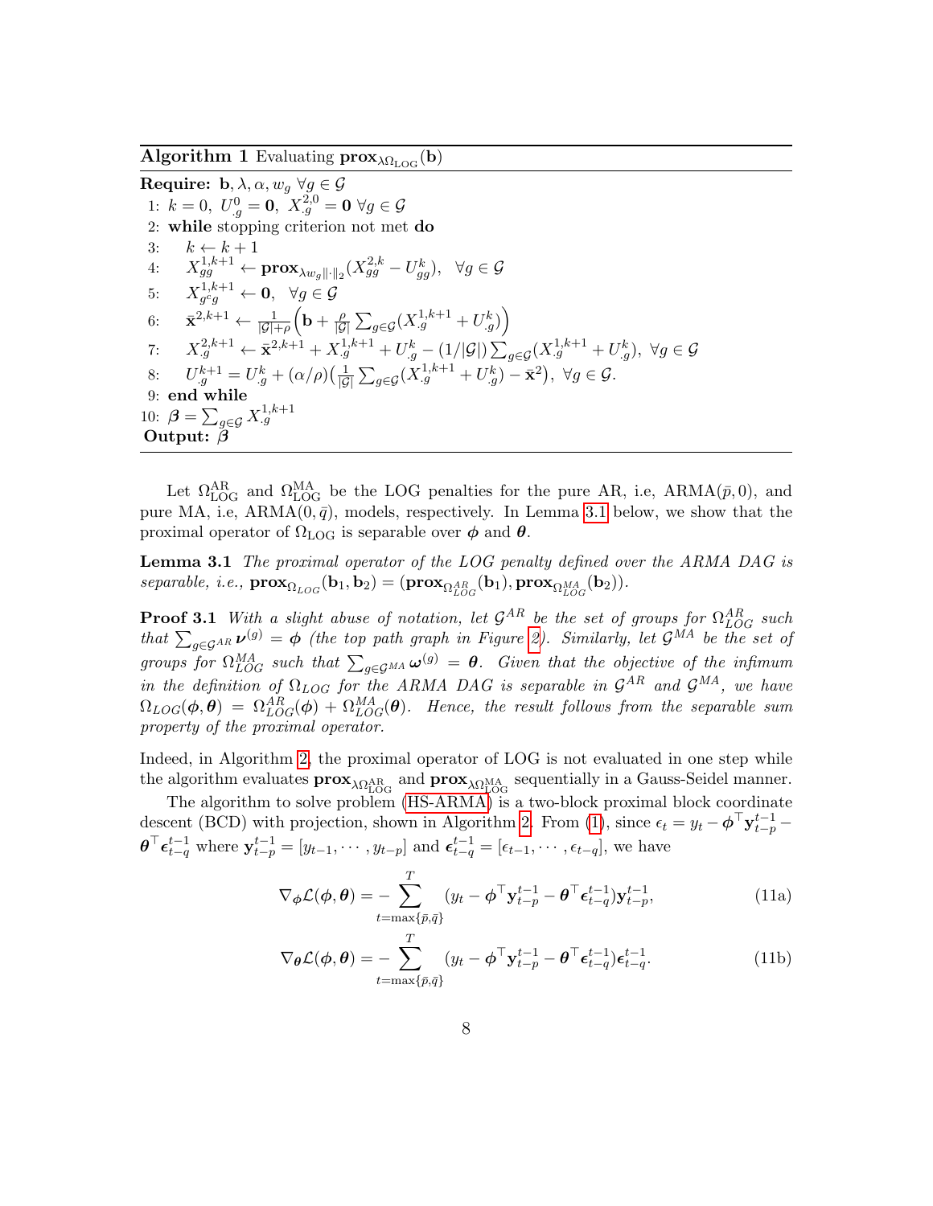**Algorithm 1** Evaluating $\mathbf{prox}_{\lambda\Omega_{\text{LOG}}}(\mathbf{b})$

---

**Require:** $\mathbf{b}, \lambda, \alpha, w_g \ \forall g \in \mathcal{G}$

1: $k = 0,\ U^0_{.g} = \mathbf{0},\ X^{2,0}_{.g} = \mathbf{0}\ \forall g \in \mathcal{G}$

2: **while** stopping criterion not met **do**

3: $\quad k \leftarrow k + 1$

4: $\quad X^{1,k+1}_{gg} \leftarrow \mathbf{prox}_{\lambda w_g \|\cdot\|_2}(X^{2,k}_{gg} - U^k_{gg}), \quad \forall g \in \mathcal{G}$

5: $\quad X^{1,k+1}_{g^c g} \leftarrow \mathbf{0}, \quad \forall g \in \mathcal{G}$

6: $\quad \bar{\mathbf{x}}^{2,k+1} \leftarrow \frac{1}{|\mathcal{G}|+\rho}\Big(\mathbf{b} + \frac{\rho}{|\mathcal{G}|}\sum_{g\in\mathcal{G}}(X^{1,k+1}_{.g} + U^k_{.g})\Big)$

7: $\quad X^{2,k+1}_{.g} \leftarrow \bar{\mathbf{x}}^{2,k+1} + X^{1,k+1}_{.g} + U^k_{.g} - (1/|\mathcal{G}|)\sum_{g\in\mathcal{G}}(X^{1,k+1}_{.g} + U^k_{.g}), \ \forall g \in \mathcal{G}$

8: $\quad U^{k+1}_{.g} = U^k_{.g} + (\alpha/\rho)\big(\frac{1}{|\mathcal{G}|}\sum_{g\in\mathcal{G}}(X^{1,k+1}_{.g} + U^k_{.g}) - \bar{\mathbf{x}}^2\big), \ \forall g \in \mathcal{G}.$

9: **end while**

10: $\boldsymbol{\beta} = \sum_{g\in\mathcal{G}} X^{1,k+1}_{.g}$

**Output:** $\boldsymbol{\beta}$

---

Let $\Omega^{\text{AR}}_{\text{LOG}}$ and $\Omega^{\text{MA}}_{\text{LOG}}$ be the LOG penalties for the pure AR, i.e, ARMA$(\bar{p}, 0)$, and pure MA, i.e, ARMA$(0, \bar{q})$, models, respectively. In Lemma 3.1 below, we show that the proximal operator of $\Omega_{\text{LOG}}$ is separable over $\boldsymbol{\phi}$ and $\boldsymbol{\theta}$.

**Lemma 3.1** *The proximal operator of the LOG penalty defined over the ARMA DAG is separable, i.e.,* $\mathbf{prox}_{\Omega_{LOG}}(\mathbf{b}_1, \mathbf{b}_2) = (\mathbf{prox}_{\Omega^{AR}_{LOG}}(\mathbf{b}_1), \mathbf{prox}_{\Omega^{MA}_{LOG}}(\mathbf{b}_2))$.

**Proof 3.1** *With a slight abuse of notation, let $\mathcal{G}^{AR}$ be the set of groups for $\Omega^{AR}_{LOG}$ such that $\sum_{g\in\mathcal{G}^{AR}} \boldsymbol{\nu}^{(g)} = \boldsymbol{\phi}$ (the top path graph in Figure 2). Similarly, let $\mathcal{G}^{MA}$ be the set of groups for $\Omega^{MA}_{LOG}$ such that $\sum_{g\in\mathcal{G}^{MA}} \boldsymbol{\omega}^{(g)} = \boldsymbol{\theta}$. Given that the objective of the infimum in the definition of $\Omega_{LOG}$ for the ARMA DAG is separable in $\mathcal{G}^{AR}$ and $\mathcal{G}^{MA}$, we have $\Omega_{LOG}(\boldsymbol{\phi}, \boldsymbol{\theta}) = \Omega^{AR}_{LOG}(\boldsymbol{\phi}) + \Omega^{MA}_{LOG}(\boldsymbol{\theta})$. Hence, the result follows from the separable sum property of the proximal operator.*

Indeed, in Algorithm 2, the proximal operator of LOG is not evaluated in one step while the algorithm evaluates $\mathbf{prox}_{\lambda\Omega^{\text{AR}}_{\text{LOG}}}$ and $\mathbf{prox}_{\lambda\Omega^{\text{MA}}_{\text{LOG}}}$ sequentially in a Gauss-Seidel manner.

The algorithm to solve problem (HS-ARMA) is a two-block proximal block coordinate descent (BCD) with projection, shown in Algorithm 2. From (1), since $\epsilon_t = y_t - \boldsymbol{\phi}^\top \mathbf{y}^{t-1}_{t-p} - \boldsymbol{\theta}^\top \boldsymbol{\epsilon}^{t-1}_{t-q}$ where $\mathbf{y}^{t-1}_{t-p} = [y_{t-1}, \cdots, y_{t-p}]$ and $\boldsymbol{\epsilon}^{t-1}_{t-q} = [\epsilon_{t-1}, \cdots, \epsilon_{t-q}]$, we have

$$\nabla_{\boldsymbol{\phi}} \mathcal{L}(\boldsymbol{\phi}, \boldsymbol{\theta}) = -\sum_{t=\max\{\bar{p},\bar{q}\}}^{T} (y_t - \boldsymbol{\phi}^\top \mathbf{y}^{t-1}_{t-p} - \boldsymbol{\theta}^\top \boldsymbol{\epsilon}^{t-1}_{t-q})\mathbf{y}^{t-1}_{t-p}, \tag{11a}$$

$$\nabla_{\boldsymbol{\theta}} \mathcal{L}(\boldsymbol{\phi}, \boldsymbol{\theta}) = -\sum_{t=\max\{\bar{p},\bar{q}\}}^{T} (y_t - \boldsymbol{\phi}^\top \mathbf{y}^{t-1}_{t-p} - \boldsymbol{\theta}^\top \boldsymbol{\epsilon}^{t-1}_{t-q})\boldsymbol{\epsilon}^{t-1}_{t-q}. \tag{11b}$$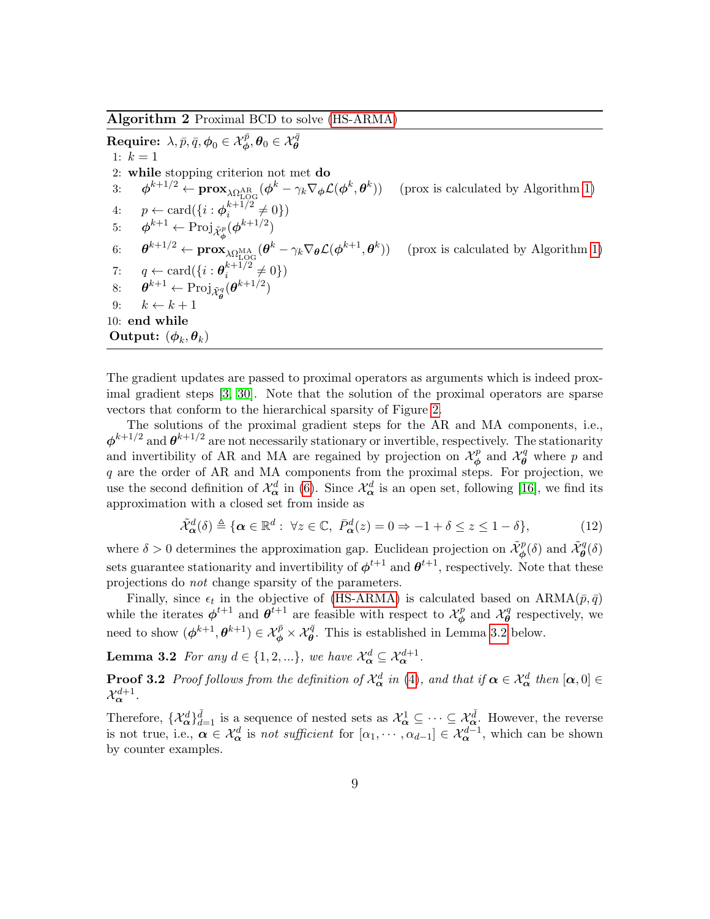**Algorithm 2** Proximal BCD to solve (HS-ARMA)

**Require:** $\lambda, \bar{p}, \bar{q}, \boldsymbol{\phi}_0 \in \mathcal{X}_{\boldsymbol{\phi}}^{\bar{p}}, \boldsymbol{\theta}_0 \in \mathcal{X}_{\boldsymbol{\theta}}^{\bar{q}}$

1: $k = 1$
2: **while** stopping criterion not met **do**
3: $\quad \boldsymbol{\phi}^{k+1/2} \leftarrow \mathbf{prox}_{\lambda\Omega_{\text{LOG}}^{\text{AR}}}(\boldsymbol{\phi}^k - \gamma_k \nabla_{\boldsymbol{\phi}} \mathcal{L}(\boldsymbol{\phi}^k, \boldsymbol{\theta}^k))$ (prox is calculated by Algorithm 1)
4: $\quad p \leftarrow \text{card}(\{i : \boldsymbol{\phi}_i^{k+1/2} \neq 0\})$
5: $\quad \boldsymbol{\phi}^{k+1} \leftarrow \text{Proj}_{\tilde{\mathcal{X}}_{\boldsymbol{\phi}}^p}(\boldsymbol{\phi}^{k+1/2})$
6: $\quad \boldsymbol{\theta}^{k+1/2} \leftarrow \mathbf{prox}_{\lambda\Omega_{\text{LOG}}^{\text{MA}}}(\boldsymbol{\theta}^k - \gamma_k \nabla_{\boldsymbol{\theta}} \mathcal{L}(\boldsymbol{\phi}^{k+1}, \boldsymbol{\theta}^k))$ (prox is calculated by Algorithm 1)
7: $\quad q \leftarrow \text{card}(\{i : \boldsymbol{\theta}_i^{k+1/2} \neq 0\})$
8: $\quad \boldsymbol{\theta}^{k+1} \leftarrow \text{Proj}_{\tilde{\mathcal{X}}_{\boldsymbol{\theta}}^q}(\boldsymbol{\theta}^{k+1/2})$
9: $\quad k \leftarrow k + 1$
10: **end while**

**Output:** $(\boldsymbol{\phi}_k, \boldsymbol{\theta}_k)$

The gradient updates are passed to proximal operators as arguments which is indeed proximal gradient steps [3, 30]. Note that the solution of the proximal operators are sparse vectors that conform to the hierarchical sparsity of Figure 2.

The solutions of the proximal gradient steps for the AR and MA components, i.e., $\boldsymbol{\phi}^{k+1/2}$ and $\boldsymbol{\theta}^{k+1/2}$ are not necessarily stationary or invertible, respectively. The stationarity and invertibility of AR and MA are regained by projection on $\mathcal{X}_{\boldsymbol{\phi}}^p$ and $\mathcal{X}_{\boldsymbol{\theta}}^q$ where $p$ and $q$ are the order of AR and MA components from the proximal steps. For projection, we use the second definition of $\mathcal{X}_{\boldsymbol{\alpha}}^d$ in (6). Since $\mathcal{X}_{\boldsymbol{\alpha}}^d$ is an open set, following [16], we find its approximation with a closed set from inside as

$$\tilde{\mathcal{X}}_{\boldsymbol{\alpha}}^d(\delta) \triangleq \{\boldsymbol{\alpha} \in \mathbb{R}^d : \forall z \in \mathbb{C}, \; \bar{P}_{\boldsymbol{\alpha}}^d(z) = 0 \Rightarrow -1 + \delta \leq z \leq 1 - \delta\}, \tag{12}$$

where $\delta > 0$ determines the approximation gap. Euclidean projection on $\tilde{\mathcal{X}}_{\boldsymbol{\phi}}^p(\delta)$ and $\tilde{\mathcal{X}}_{\boldsymbol{\theta}}^q(\delta)$ sets guarantee stationarity and invertibility of $\boldsymbol{\phi}^{t+1}$ and $\boldsymbol{\theta}^{t+1}$, respectively. Note that these projections do *not* change sparsity of the parameters.

Finally, since $\epsilon_t$ in the objective of (HS-ARMA) is calculated based on ARMA$(\bar{p}, \bar{q})$ while the iterates $\boldsymbol{\phi}^{t+1}$ and $\boldsymbol{\theta}^{t+1}$ are feasible with respect to $\mathcal{X}_{\boldsymbol{\phi}}^p$ and $\mathcal{X}_{\boldsymbol{\theta}}^q$ respectively, we need to show $(\boldsymbol{\phi}^{k+1}, \boldsymbol{\theta}^{k+1}) \in \mathcal{X}_{\boldsymbol{\phi}}^{\bar{p}} \times \mathcal{X}_{\boldsymbol{\theta}}^{\bar{q}}$. This is established in Lemma 3.2 below.

**Lemma 3.2** *For any $d \in \{1, 2, ...\}$, we have $\mathcal{X}_{\boldsymbol{\alpha}}^d \subseteq \mathcal{X}_{\boldsymbol{\alpha}}^{d+1}$.*

**Proof 3.2** *Proof follows from the definition of $\mathcal{X}_{\boldsymbol{\alpha}}^d$ in (4), and that if $\boldsymbol{\alpha} \in \mathcal{X}_{\boldsymbol{\alpha}}^d$ then $[\boldsymbol{\alpha}, 0] \in \mathcal{X}_{\boldsymbol{\alpha}}^{d+1}$.*

Therefore, $\{\mathcal{X}_{\boldsymbol{\alpha}}^d\}_{d=1}^{\bar{d}}$ is a sequence of nested sets as $\mathcal{X}_{\boldsymbol{\alpha}}^1 \subseteq \cdots \subseteq \mathcal{X}_{\boldsymbol{\alpha}}^{\bar{d}}$. However, the reverse is not true, i.e., $\boldsymbol{\alpha} \in \mathcal{X}_{\boldsymbol{\alpha}}^d$ is *not sufficient* for $[\alpha_1, \cdots, \alpha_{d-1}] \in \mathcal{X}_{\boldsymbol{\alpha}}^{d-1}$, which can be shown by counter examples.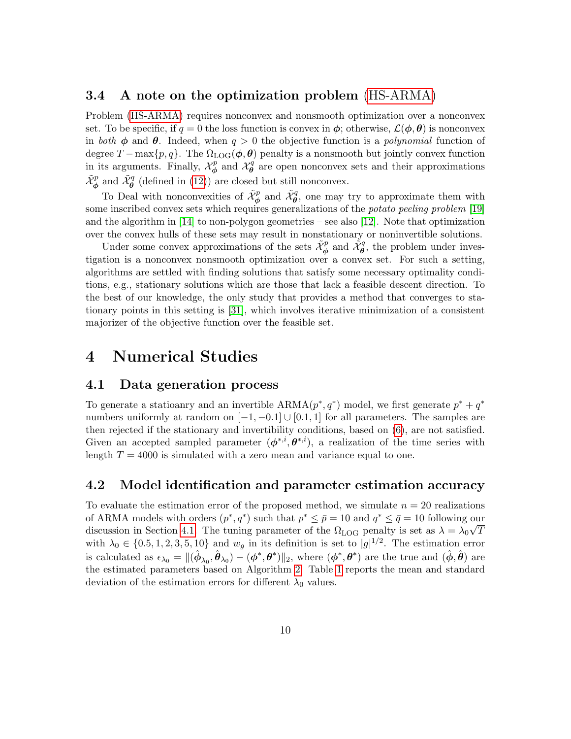### 3.4 A note on the optimization problem (HS-ARMA)

Problem (HS-ARMA) requires nonconvex and nonsmooth optimization over a nonconvex set. To be specific, if $q = 0$ the loss function is convex in $\boldsymbol{\phi}$; otherwise, $\mathcal{L}(\boldsymbol{\phi}, \boldsymbol{\theta})$ is nonconvex in *both* $\boldsymbol{\phi}$ and $\boldsymbol{\theta}$. Indeed, when $q > 0$ the objective function is a *polynomial* function of degree $T - \max\{p, q\}$. The $\Omega_{\text{LOG}}(\boldsymbol{\phi}, \boldsymbol{\theta})$ penalty is a nonsmooth but jointly convex function in its arguments. Finally, $\mathcal{X}_{\boldsymbol{\phi}}^{p}$ and $\mathcal{X}_{\boldsymbol{\theta}}^{q}$ are open nonconvex sets and their approximations $\tilde{\mathcal{X}}_{\boldsymbol{\phi}}^{p}$ and $\tilde{\mathcal{X}}_{\boldsymbol{\theta}}^{q}$ (defined in (12)) are closed but still nonconvex.

To Deal with nonconvexities of $\tilde{\mathcal{X}}_{\boldsymbol{\phi}}^{p}$ and $\tilde{\mathcal{X}}_{\boldsymbol{\theta}}^{q}$, one may try to approximate them with some inscribed convex sets which requires generalizations of the *potato peeling problem* [19] and the algorithm in [14] to non-polygon geometries – see also [12]. Note that optimization over the convex hulls of these sets may result in nonstationary or noninvertible solutions.

Under some convex approximations of the sets $\tilde{\mathcal{X}}_{\boldsymbol{\phi}}^{p}$ and $\tilde{\mathcal{X}}_{\boldsymbol{\theta}}^{q}$, the problem under investigation is a nonconvex nonsmooth optimization over a convex set. For such a setting, algorithms are settled with finding solutions that satisfy some necessary optimality conditions, e.g., stationary solutions which are those that lack a feasible descent direction. To the best of our knowledge, the only study that provides a method that converges to stationary points in this setting is [31], which involves iterative minimization of a consistent majorizer of the objective function over the feasible set.

## 4 Numerical Studies

### 4.1 Data generation process

To generate a statioanry and an invertible ARMA$(p^*, q^*)$ model, we first generate $p^* + q^*$ numbers uniformly at random on $[-1, -0.1] \cup [0.1, 1]$ for all parameters. The samples are then rejected if the stationary and invertibility conditions, based on (6), are not satisfied. Given an accepted sampled parameter $(\boldsymbol{\phi}^{*,i}, \boldsymbol{\theta}^{*,i})$, a realization of the time series with length $T = 4000$ is simulated with a zero mean and variance equal to one.

### 4.2 Model identification and parameter estimation accuracy

To evaluate the estimation error of the proposed method, we simulate $n = 20$ realizations of ARMA models with orders $(p^*, q^*)$ such that $p^* \leq \bar{p} = 10$ and $q^* \leq \bar{q} = 10$ following our discussion in Section 4.1. The tuning parameter of the $\Omega_{\text{LOG}}$ penalty is set as $\lambda = \lambda_0\sqrt{T}$ with $\lambda_0 \in \{0.5, 1, 2, 3, 5, 10\}$ and $w_g$ in its definition is set to $|g|^{1/2}$. The estimation error is calculated as $\epsilon_{\lambda_0} = \|(\hat{\boldsymbol{\phi}}_{\lambda_0}, \hat{\boldsymbol{\theta}}_{\lambda_0}) - (\boldsymbol{\phi}^*, \boldsymbol{\theta}^*)\|_2$, where $(\boldsymbol{\phi}^*, \boldsymbol{\theta}^*)$ are the true and $(\hat{\boldsymbol{\phi}}, \hat{\boldsymbol{\theta}})$ are the estimated parameters based on Algorithm 2. Table 1 reports the mean and standard deviation of the estimation errors for different $\lambda_0$ values.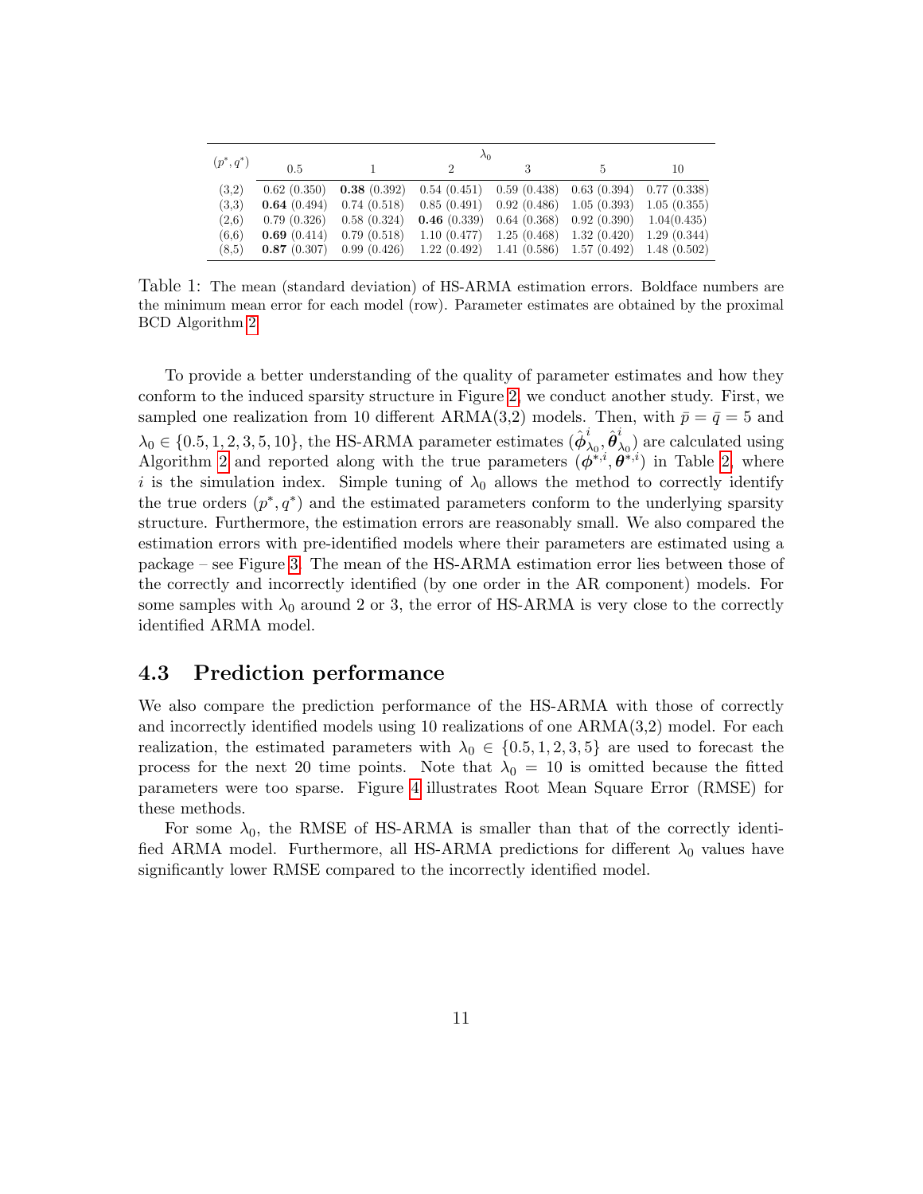| $(p^*, q^*)$ | $\lambda_0$ | | | | | |
|---|---|---|---|---|---|---|
| | 0.5 | 1 | 2 | 3 | 5 | 10 |
| (3,2) | 0.62 (0.350) | **0.38** (0.392) | 0.54 (0.451) | 0.59 (0.438) | 0.63 (0.394) | 0.77 (0.338) |
| (3,3) | **0.64** (0.494) | 0.74 (0.518) | 0.85 (0.491) | 0.92 (0.486) | 1.05 (0.393) | 1.05 (0.355) |
| (2,6) | 0.79 (0.326) | 0.58 (0.324) | **0.46** (0.339) | 0.64 (0.368) | 0.92 (0.390) | 1.04(0.435) |
| (6,6) | **0.69** (0.414) | 0.79 (0.518) | 1.10 (0.477) | 1.25 (0.468) | 1.32 (0.420) | 1.29 (0.344) |
| (8,5) | **0.87** (0.307) | 0.99 (0.426) | 1.22 (0.492) | 1.41 (0.586) | 1.57 (0.492) | 1.48 (0.502) |

Table 1: The mean (standard deviation) of HS-ARMA estimation errors. Boldface numbers are the minimum mean error for each model (row). Parameter estimates are obtained by the proximal BCD Algorithm 2

To provide a better understanding of the quality of parameter estimates and how they conform to the induced sparsity structure in Figure 2, we conduct another study. First, we sampled one realization from 10 different ARMA(3,2) models. Then, with $\bar{p} = \bar{q} = 5$ and $\lambda_0 \in \{0.5, 1, 2, 3, 5, 10\}$, the HS-ARMA parameter estimates $(\hat{\boldsymbol{\phi}}^i_{\lambda_0}, \hat{\boldsymbol{\theta}}^i_{\lambda_0})$ are calculated using Algorithm 2 and reported along with the true parameters $(\boldsymbol{\phi}^{*,i}, \boldsymbol{\theta}^{*,i})$ in Table 2, where $i$ is the simulation index. Simple tuning of $\lambda_0$ allows the method to correctly identify the true orders $(p^*, q^*)$ and the estimated parameters conform to the underlying sparsity structure. Furthermore, the estimation errors are reasonably small. We also compared the estimation errors with pre-identified models where their parameters are estimated using a package – see Figure 3. The mean of the HS-ARMA estimation error lies between those of the correctly and incorrectly identified (by one order in the AR component) models. For some samples with $\lambda_0$ around 2 or 3, the error of HS-ARMA is very close to the correctly identified ARMA model.

## 4.3 Prediction performance

We also compare the prediction performance of the HS-ARMA with those of correctly and incorrectly identified models using 10 realizations of one ARMA(3,2) model. For each realization, the estimated parameters with $\lambda_0 \in \{0.5, 1, 2, 3, 5\}$ are used to forecast the process for the next 20 time points. Note that $\lambda_0 = 10$ is omitted because the fitted parameters were too sparse. Figure 4 illustrates Root Mean Square Error (RMSE) for these methods.

For some $\lambda_0$, the RMSE of HS-ARMA is smaller than that of the correctly identified ARMA model. Furthermore, all HS-ARMA predictions for different $\lambda_0$ values have significantly lower RMSE compared to the incorrectly identified model.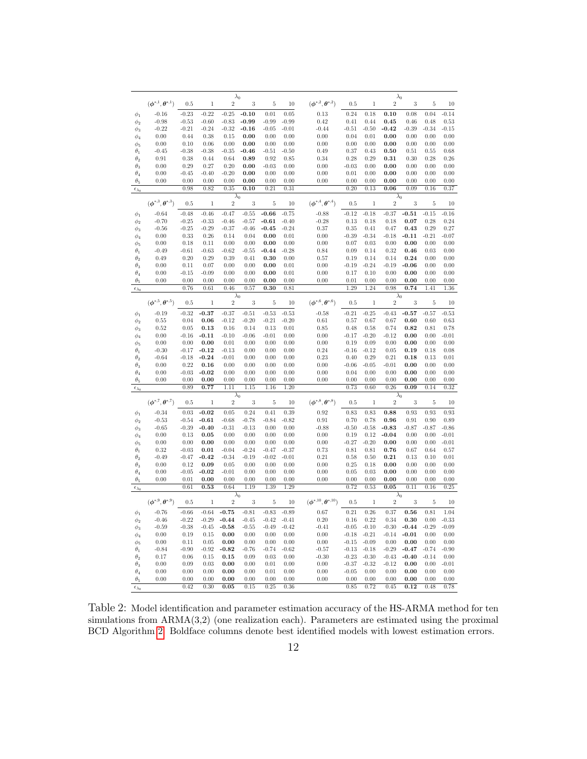| | $(\boldsymbol{\phi}^{*,1}, \boldsymbol{\theta}^{*,1})$ | $\lambda_0$ 0.5 | 1 | 2 | 3 | 5 | 10 | $(\boldsymbol{\phi}^{*,2}, \boldsymbol{\theta}^{*,2})$ | $\lambda_0$ 0.5 | 1 | 2 | 3 | 5 | 10 |
|---|---|---|---|---|---|---|---|---|---|---|---|---|---|---|
| $\phi_1$ | -0.16 | -0.23 | -0.22 | -0.25 | **-0.10** | 0.01 | 0.05 | 0.13 | 0.24 | 0.18 | **0.10** | 0.08 | 0.04 | -0.14 |
| $\phi_2$ | -0.98 | -0.53 | -0.60 | -0.83 | **-0.99** | -0.99 | -0.99 | 0.42 | 0.41 | 0.44 | **0.45** | 0.46 | 0.48 | 0.53 |
| $\phi_3$ | -0.22 | -0.21 | -0.24 | -0.32 | **-0.16** | -0.05 | -0.01 | -0.44 | -0.51 | -0.50 | **-0.42** | -0.39 | -0.34 | -0.15 |
| $\phi_4$ | 0.00 | 0.44 | 0.38 | 0.15 | **0.00** | 0.00 | 0.00 | 0.00 | 0.04 | 0.01 | **0.00** | 0.00 | 0.00 | 0.00 |
| $\phi_5$ | 0.00 | 0.10 | 0.06 | 0.00 | **0.00** | 0.00 | 0.00 | 0.00 | 0.00 | 0.00 | **0.00** | 0.00 | 0.00 | 0.00 |
| $\theta_1$ | -0.45 | -0.38 | -0.38 | -0.35 | **-0.46** | -0.51 | -0.50 | 0.49 | 0.37 | 0.43 | **0.50** | 0.51 | 0.55 | 0.68 |
| $\theta_2$ | 0.91 | 0.38 | 0.44 | 0.64 | **0.89** | 0.92 | 0.85 | 0.34 | 0.28 | 0.29 | **0.31** | 0.30 | 0.28 | 0.26 |
| $\theta_3$ | 0.00 | 0.29 | 0.27 | 0.20 | **0.00** | -0.03 | 0.00 | 0.00 | -0.03 | 0.00 | **0.00** | 0.00 | 0.00 | 0.00 |
| $\theta_4$ | 0.00 | -0.45 | -0.40 | -0.20 | **0.00** | 0.00 | 0.00 | 0.00 | 0.01 | 0.00 | **0.00** | 0.00 | 0.00 | 0.00 |
| $\theta_5$ | 0.00 | 0.00 | 0.00 | 0.00 | **0.00** | 0.00 | 0.00 | 0.00 | 0.00 | 0.00 | **0.00** | 0.00 | 0.00 | 0.00 |
| $\epsilon_{\lambda_0}$ | | 0.98 | 0.82 | 0.35 | **0.10** | 0.21 | 0.31 | | 0.20 | 0.13 | **0.06** | 0.09 | 0.16 | 0.37 |
| | $(\boldsymbol{\phi}^{*,3}, \boldsymbol{\theta}^{*,3})$ | $\lambda_0$ 0.5 | 1 | 2 | 3 | 5 | 10 | $(\boldsymbol{\phi}^{*,4}, \boldsymbol{\theta}^{*,4})$ | $\lambda_0$ 0.5 | 1 | 2 | 3 | 5 | 10 |
| $\phi_1$ | -0.64 | -0.48 | -0.46 | -0.47 | -0.55 | **-0.66** | -0.75 | -0.88 | -0.12 | -0.18 | -0.37 | **-0.51** | -0.15 | -0.16 |
| $\phi_2$ | -0.70 | -0.25 | -0.33 | -0.46 | -0.57 | **-0.61** | -0.40 | -0.28 | 0.13 | 0.18 | 0.18 | **0.07** | 0.28 | 0.24 |
| $\phi_3$ | -0.56 | -0.25 | -0.29 | -0.37 | -0.46 | **-0.45** | -0.24 | 0.37 | 0.35 | 0.41 | 0.47 | **0.43** | 0.29 | 0.27 |
| $\phi_4$ | 0.00 | 0.33 | 0.26 | 0.14 | 0.04 | **0.00** | 0.01 | 0.00 | -0.39 | -0.34 | -0.18 | **-0.11** | -0.21 | -0.07 |
| $\phi_5$ | 0.00 | 0.18 | 0.11 | 0.00 | 0.00 | **0.00** | 0.00 | 0.00 | 0.07 | 0.03 | 0.00 | **0.00** | 0.00 | 0.00 |
| $\theta_1$ | -0.49 | -0.61 | -0.63 | -0.62 | -0.55 | **-0.44** | -0.28 | 0.84 | 0.09 | 0.14 | 0.32 | **0.46** | 0.03 | 0.00 |
| $\theta_2$ | 0.49 | 0.20 | 0.29 | 0.39 | 0.41 | **0.30** | 0.00 | 0.57 | 0.19 | 0.14 | 0.14 | **0.24** | 0.00 | 0.00 |
| $\theta_3$ | 0.00 | 0.11 | 0.07 | 0.00 | 0.00 | **0.00** | 0.01 | 0.00 | -0.19 | -0.24 | -0.19 | **-0.06** | 0.00 | 0.00 |
| $\theta_4$ | 0.00 | -0.15 | -0.09 | 0.00 | 0.00 | **0.00** | 0.01 | 0.00 | 0.17 | 0.10 | 0.00 | **0.00** | 0.00 | 0.00 |
| $\theta_5$ | 0.00 | 0.00 | 0.00 | 0.00 | 0.00 | **0.00** | 0.00 | 0.00 | 0.01 | 0.00 | 0.00 | **0.00** | 0.00 | 0.00 |
| $\epsilon_{\lambda_0}$ | | 0.76 | 0.61 | 0.46 | 0.57 | **0.30** | 0.81 | | 1.29 | 1.24 | 0.98 | **0.74** | 1.41 | 1.36 |
| | $(\boldsymbol{\phi}^{*,5}, \boldsymbol{\theta}^{*,5})$ | $\lambda_0$ 0.5 | 1 | 2 | 3 | 5 | 10 | $(\boldsymbol{\phi}^{*,6}, \boldsymbol{\theta}^{*,6})$ | $\lambda_0$ 0.5 | 1 | 2 | 3 | 5 | 10 |
| $\phi_1$ | -0.19 | -0.32 | **-0.37** | -0.37 | -0.51 | -0.53 | -0.53 | -0.58 | -0.21 | -0.25 | -0.43 | **-0.57** | -0.57 | -0.53 |
| $\phi_2$ | 0.55 | 0.04 | **0.06** | -0.12 | -0.20 | -0.21 | -0.20 | 0.61 | 0.57 | 0.67 | 0.67 | **0.60** | 0.60 | 0.63 |
| $\phi_3$ | 0.52 | 0.05 | **0.13** | 0.16 | 0.14 | 0.13 | 0.01 | 0.85 | 0.48 | 0.58 | 0.74 | **0.82** | 0.81 | 0.78 |
| $\phi_4$ | 0.00 | -0.16 | **-0.11** | -0.10 | -0.06 | -0.01 | 0.00 | 0.00 | -0.17 | -0.20 | -0.12 | **0.00** | 0.00 | -0.01 |
| $\phi_5$ | 0.00 | 0.00 | **0.00** | 0.01 | 0.00 | 0.00 | 0.00 | 0.00 | 0.19 | 0.09 | 0.00 | **0.00** | 0.00 | 0.00 |
| $\theta_1$ | -0.30 | -0.17 | **-0.12** | -0.13 | 0.00 | 0.00 | 0.00 | 0.24 | -0.16 | -0.12 | 0.05 | **0.19** | 0.18 | 0.08 |
| $\theta_2$ | -0.64 | -0.18 | **-0.24** | -0.01 | 0.00 | 0.00 | 0.00 | 0.23 | 0.40 | 0.29 | 0.21 | **0.18** | 0.13 | 0.01 |
| $\theta_3$ | 0.00 | 0.22 | **0.16** | 0.00 | 0.00 | 0.00 | 0.00 | 0.00 | -0.06 | -0.05 | -0.01 | **0.00** | 0.00 | 0.00 |
| $\theta_4$ | 0.00 | -0.03 | **-0.02** | 0.00 | 0.00 | 0.00 | 0.00 | 0.00 | 0.04 | 0.00 | 0.00 | **0.00** | 0.00 | 0.00 |
| $\theta_5$ | 0.00 | 0.00 | **0.00** | 0.00 | 0.00 | 0.00 | 0.00 | 0.00 | 0.00 | 0.00 | 0.00 | **0.00** | 0.00 | 0.00 |
| $\epsilon_{\lambda_0}$ | | 0.89 | **0.77** | 1.11 | 1.15 | 1.16 | 1.20 | | 0.73 | 0.60 | 0.26 | **0.09** | 0.14 | 0.32 |
| | $(\boldsymbol{\phi}^{*,7}, \boldsymbol{\theta}^{*,7})$ | $\lambda_0$ 0.5 | 1 | 2 | 3 | 5 | 10 | $(\boldsymbol{\phi}^{*,8}, \boldsymbol{\theta}^{*,8})$ | $\lambda_0$ 0.5 | 1 | 2 | 3 | 5 | 10 |
| $\phi_1$ | -0.34 | 0.03 | **-0.02** | 0.05 | 0.24 | 0.41 | 0.39 | 0.92 | 0.83 | 0.83 | **0.88** | 0.93 | 0.93 | 0.93 |
| $\phi_2$ | -0.53 | -0.54 | **-0.61** | -0.68 | -0.78 | -0.84 | -0.82 | 0.91 | 0.70 | 0.78 | **0.96** | 0.91 | 0.90 | 0.89 |
| $\phi_3$ | -0.65 | -0.39 | **-0.40** | -0.31 | -0.13 | 0.00 | 0.00 | -0.88 | -0.50 | -0.58 | **-0.83** | -0.87 | -0.87 | -0.86 |
| $\phi_4$ | 0.00 | 0.13 | **0.05** | 0.00 | 0.00 | 0.00 | 0.00 | 0.00 | 0.19 | 0.12 | **-0.04** | 0.00 | 0.00 | -0.01 |
| $\phi_5$ | 0.00 | 0.00 | **0.00** | 0.00 | 0.00 | 0.00 | 0.00 | 0.00 | -0.27 | -0.20 | **0.00** | 0.00 | 0.00 | -0.01 |
| $\theta_1$ | 0.32 | -0.03 | **0.01** | -0.04 | -0.24 | -0.47 | -0.37 | 0.73 | 0.81 | 0.81 | **0.76** | 0.67 | 0.64 | 0.57 |
| $\theta_2$ | -0.49 | -0.47 | **-0.42** | -0.34 | -0.19 | -0.02 | -0.01 | 0.21 | 0.58 | 0.50 | **0.21** | 0.13 | 0.10 | 0.01 |
| $\theta_3$ | 0.00 | 0.12 | **0.09** | 0.05 | 0.00 | 0.00 | 0.00 | 0.00 | 0.25 | 0.18 | **0.00** | 0.00 | 0.00 | 0.00 |
| $\theta_4$ | 0.00 | -0.05 | **-0.02** | -0.01 | 0.00 | 0.00 | 0.00 | 0.00 | 0.05 | 0.03 | **0.00** | 0.00 | 0.00 | 0.00 |
| $\theta_5$ | 0.00 | 0.01 | **0.00** | 0.00 | 0.00 | 0.00 | 0.00 | 0.00 | 0.00 | 0.00 | **0.00** | 0.00 | 0.00 | 0.00 |
| $\epsilon_{\lambda_0}$ | | 0.61 | **0.53** | 0.64 | 1.19 | 1.39 | 1.29 | | 0.72 | 0.53 | **0.05** | 0.11 | 0.16 | 0.25 |
| | $(\boldsymbol{\phi}^{*,9}, \boldsymbol{\theta}^{*,9})$ | $\lambda_0$ 0.5 | 1 | 2 | 3 | 5 | 10 | $(\boldsymbol{\phi}^{*,10}, \boldsymbol{\theta}^{*,10})$ | $\lambda_0$ 0.5 | 1 | 2 | 3 | 5 | 10 |
| $\phi_1$ | -0.76 | -0.66 | -0.64 | **-0.75** | -0.81 | -0.83 | -0.89 | 0.67 | 0.21 | 0.26 | 0.37 | **0.56** | 0.81 | 1.04 |
| $\phi_2$ | -0.46 | -0.22 | -0.29 | **-0.44** | -0.45 | -0.42 | -0.41 | 0.20 | 0.16 | 0.22 | 0.34 | **0.30** | 0.00 | -0.33 |
| $\phi_3$ | -0.59 | -0.38 | -0.45 | **-0.58** | -0.55 | -0.49 | -0.42 | -0.41 | -0.05 | -0.10 | -0.30 | **-0.44** | -0.29 | -0.09 |
| $\phi_4$ | 0.00 | 0.19 | 0.15 | **0.00** | 0.00 | 0.00 | 0.00 | 0.00 | -0.18 | -0.21 | -0.14 | **-0.01** | 0.00 | 0.00 |
| $\phi_5$ | 0.00 | 0.11 | 0.05 | **0.00** | 0.00 | 0.00 | 0.00 | 0.00 | -0.15 | -0.09 | 0.00 | **0.00** | 0.00 | 0.00 |
| $\theta_1$ | -0.84 | -0.90 | -0.92 | **-0.82** | -0.76 | -0.74 | -0.62 | -0.57 | -0.13 | -0.18 | -0.29 | **-0.47** | -0.74 | -0.90 |
| $\theta_2$ | 0.17 | 0.06 | 0.15 | **0.15** | 0.09 | 0.03 | 0.00 | -0.30 | -0.23 | -0.30 | -0.43 | **-0.40** | -0.14 | 0.00 |
| $\theta_3$ | 0.00 | 0.09 | 0.03 | **0.00** | 0.00 | 0.01 | 0.00 | 0.00 | -0.37 | -0.32 | -0.12 | **0.00** | 0.00 | -0.01 |
| $\theta_4$ | 0.00 | 0.00 | 0.00 | **0.00** | 0.00 | 0.01 | 0.00 | 0.00 | -0.05 | 0.00 | 0.00 | **0.00** | 0.00 | 0.00 |
| $\theta_5$ | 0.00 | 0.00 | 0.00 | **0.00** | 0.00 | 0.00 | 0.00 | 0.00 | 0.00 | 0.00 | 0.00 | **0.00** | 0.00 | 0.00 |
| $\epsilon_{\lambda_0}$ | | 0.42 | 0.30 | **0.05** | 0.15 | 0.25 | 0.36 | | 0.85 | 0.72 | 0.45 | **0.12** | 0.48 | 0.78 |

Table 2: Model identification and parameter estimation accuracy of the HS-ARMA method for ten simulations from ARMA(3,2) (one realization each). Parameters are estimated using the proximal BCD Algorithm 2. Boldface columns denote best identified models with lowest estimation errors.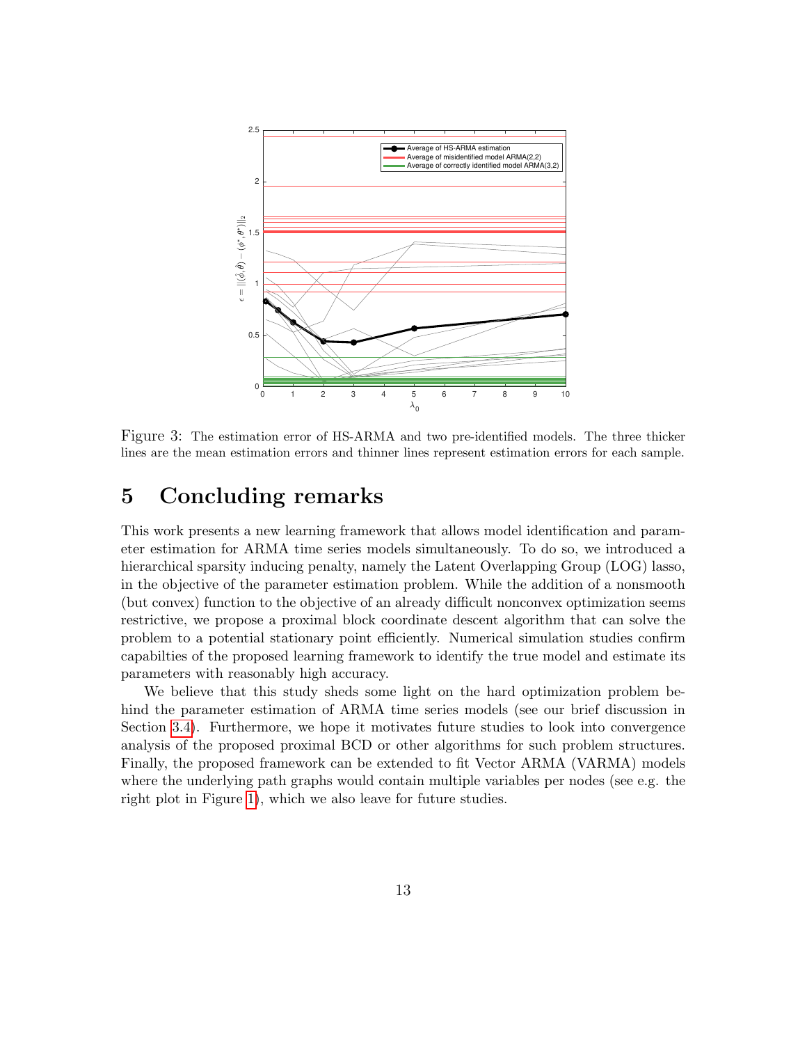Figure 3: The estimation error of HS-ARMA and two pre-identified models. The three thicker lines are the mean estimation errors and thinner lines represent estimation errors for each sample.

## 5 Concluding remarks

This work presents a new learning framework that allows model identification and parameter estimation for ARMA time series models simultaneously. To do so, we introduced a hierarchical sparsity inducing penalty, namely the Latent Overlapping Group (LOG) lasso, in the objective of the parameter estimation problem. While the addition of a nonsmooth (but convex) function to the objective of an already difficult nonconvex optimization seems restrictive, we propose a proximal block coordinate descent algorithm that can solve the problem to a potential stationary point efficiently. Numerical simulation studies confirm capabilties of the proposed learning framework to identify the true model and estimate its parameters with reasonably high accuracy.

We believe that this study sheds some light on the hard optimization problem behind the parameter estimation of ARMA time series models (see our brief discussion in Section 3.4). Furthermore, we hope it motivates future studies to look into convergence analysis of the proposed proximal BCD or other algorithms for such problem structures. Finally, the proposed framework can be extended to fit Vector ARMA (VARMA) models where the underlying path graphs would contain multiple variables per nodes (see e.g. the right plot in Figure 1), which we also leave for future studies.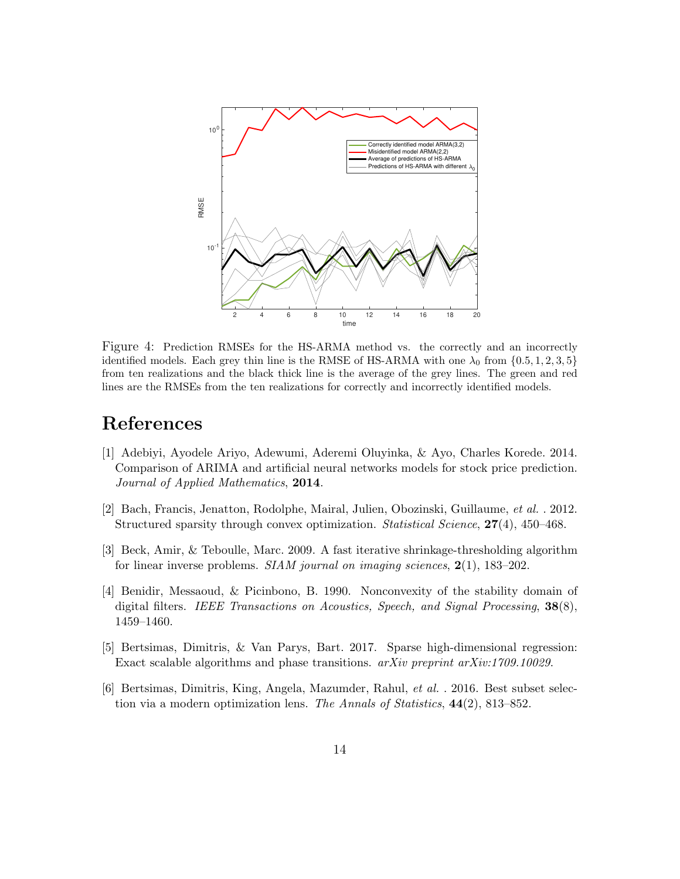Figure 4: Prediction RMSEs for the HS-ARMA method vs. the correctly and an incorrectly identified models. Each grey thin line is the RMSE of HS-ARMA with one $\lambda_0$ from $\{0.5, 1, 2, 3, 5\}$ from ten realizations and the black thick line is the average of the grey lines. The green and red lines are the RMSEs from the ten realizations for correctly and incorrectly identified models.

# References

[1] Adebiyi, Ayodele Ariyo, Adewumi, Aderemi Oluyinka, & Ayo, Charles Korede. 2014. Comparison of ARIMA and artificial neural networks models for stock price prediction. *Journal of Applied Mathematics*, **2014**.

[2] Bach, Francis, Jenatton, Rodolphe, Mairal, Julien, Obozinski, Guillaume, *et al.* . 2012. Structured sparsity through convex optimization. *Statistical Science*, **27**(4), 450–468.

[3] Beck, Amir, & Teboulle, Marc. 2009. A fast iterative shrinkage-thresholding algorithm for linear inverse problems. *SIAM journal on imaging sciences*, **2**(1), 183–202.

[4] Benidir, Messaoud, & Picinbono, B. 1990. Nonconvexity of the stability domain of digital filters. *IEEE Transactions on Acoustics, Speech, and Signal Processing*, **38**(8), 1459–1460.

[5] Bertsimas, Dimitris, & Van Parys, Bart. 2017. Sparse high-dimensional regression: Exact scalable algorithms and phase transitions. *arXiv preprint arXiv:1709.10029*.

[6] Bertsimas, Dimitris, King, Angela, Mazumder, Rahul, *et al.* . 2016. Best subset selection via a modern optimization lens. *The Annals of Statistics*, **44**(2), 813–852.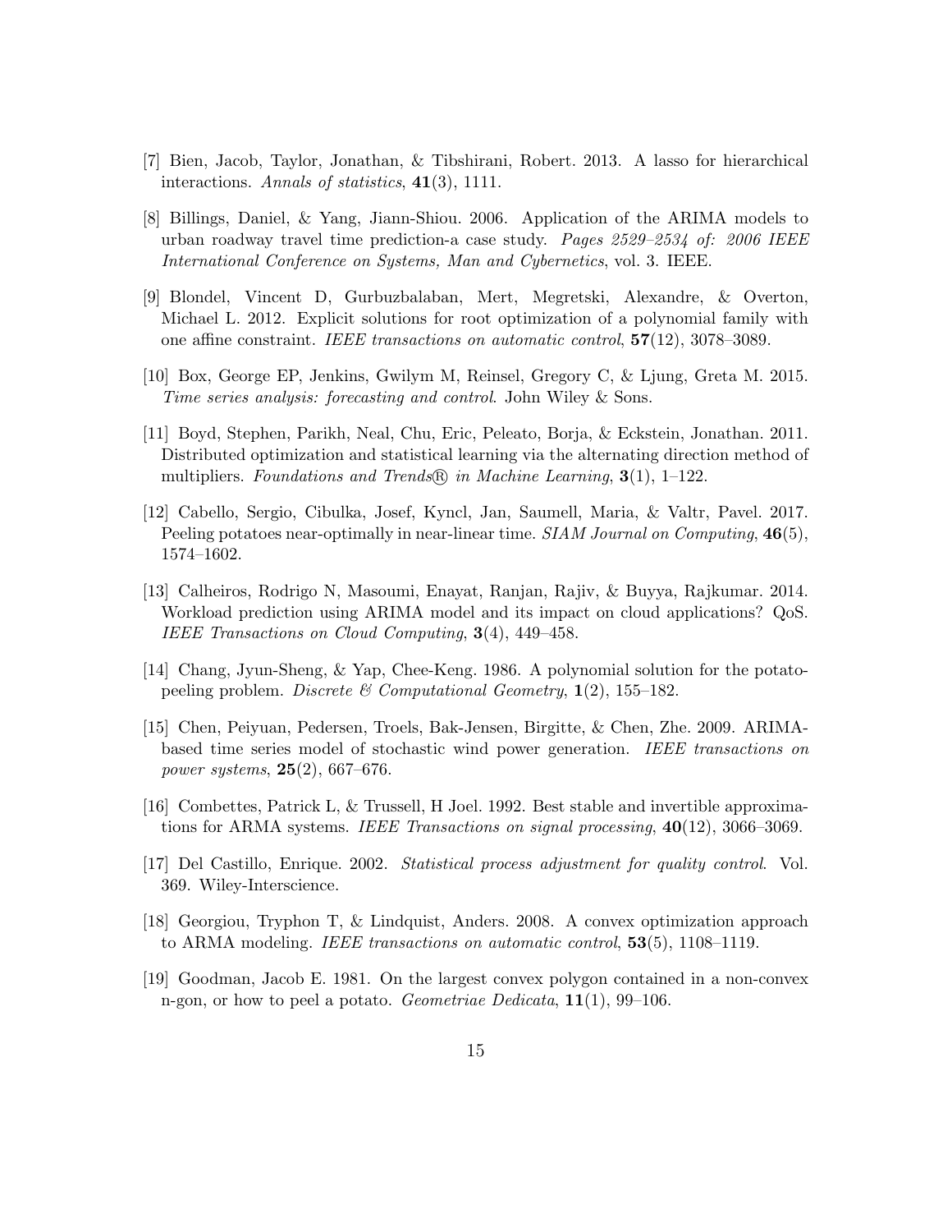[7] Bien, Jacob, Taylor, Jonathan, & Tibshirani, Robert. 2013. A lasso for hierarchical interactions. *Annals of statistics*, **41**(3), 1111.

[8] Billings, Daniel, & Yang, Jiann-Shiou. 2006. Application of the ARIMA models to urban roadway travel time prediction-a case study. *Pages 2529–2534 of: 2006 IEEE International Conference on Systems, Man and Cybernetics*, vol. 3. IEEE.

[9] Blondel, Vincent D, Gurbuzbalaban, Mert, Megretski, Alexandre, & Overton, Michael L. 2012. Explicit solutions for root optimization of a polynomial family with one affine constraint. *IEEE transactions on automatic control*, **57**(12), 3078–3089.

[10] Box, George EP, Jenkins, Gwilym M, Reinsel, Gregory C, & Ljung, Greta M. 2015. *Time series analysis: forecasting and control*. John Wiley & Sons.

[11] Boyd, Stephen, Parikh, Neal, Chu, Eric, Peleato, Borja, & Eckstein, Jonathan. 2011. Distributed optimization and statistical learning via the alternating direction method of multipliers. *Foundations and Trends® in Machine Learning*, **3**(1), 1–122.

[12] Cabello, Sergio, Cibulka, Josef, Kyncl, Jan, Saumell, Maria, & Valtr, Pavel. 2017. Peeling potatoes near-optimally in near-linear time. *SIAM Journal on Computing*, **46**(5), 1574–1602.

[13] Calheiros, Rodrigo N, Masoumi, Enayat, Ranjan, Rajiv, & Buyya, Rajkumar. 2014. Workload prediction using ARIMA model and its impact on cloud applications? QoS. *IEEE Transactions on Cloud Computing*, **3**(4), 449–458.

[14] Chang, Jyun-Sheng, & Yap, Chee-Keng. 1986. A polynomial solution for the potato-peeling problem. *Discrete & Computational Geometry*, **1**(2), 155–182.

[15] Chen, Peiyuan, Pedersen, Troels, Bak-Jensen, Birgitte, & Chen, Zhe. 2009. ARIMA-based time series model of stochastic wind power generation. *IEEE transactions on power systems*, **25**(2), 667–676.

[16] Combettes, Patrick L, & Trussell, H Joel. 1992. Best stable and invertible approximations for ARMA systems. *IEEE Transactions on signal processing*, **40**(12), 3066–3069.

[17] Del Castillo, Enrique. 2002. *Statistical process adjustment for quality control*. Vol. 369. Wiley-Interscience.

[18] Georgiou, Tryphon T, & Lindquist, Anders. 2008. A convex optimization approach to ARMA modeling. *IEEE transactions on automatic control*, **53**(5), 1108–1119.

[19] Goodman, Jacob E. 1981. On the largest convex polygon contained in a non-convex n-gon, or how to peel a potato. *Geometriae Dedicata*, **11**(1), 99–106.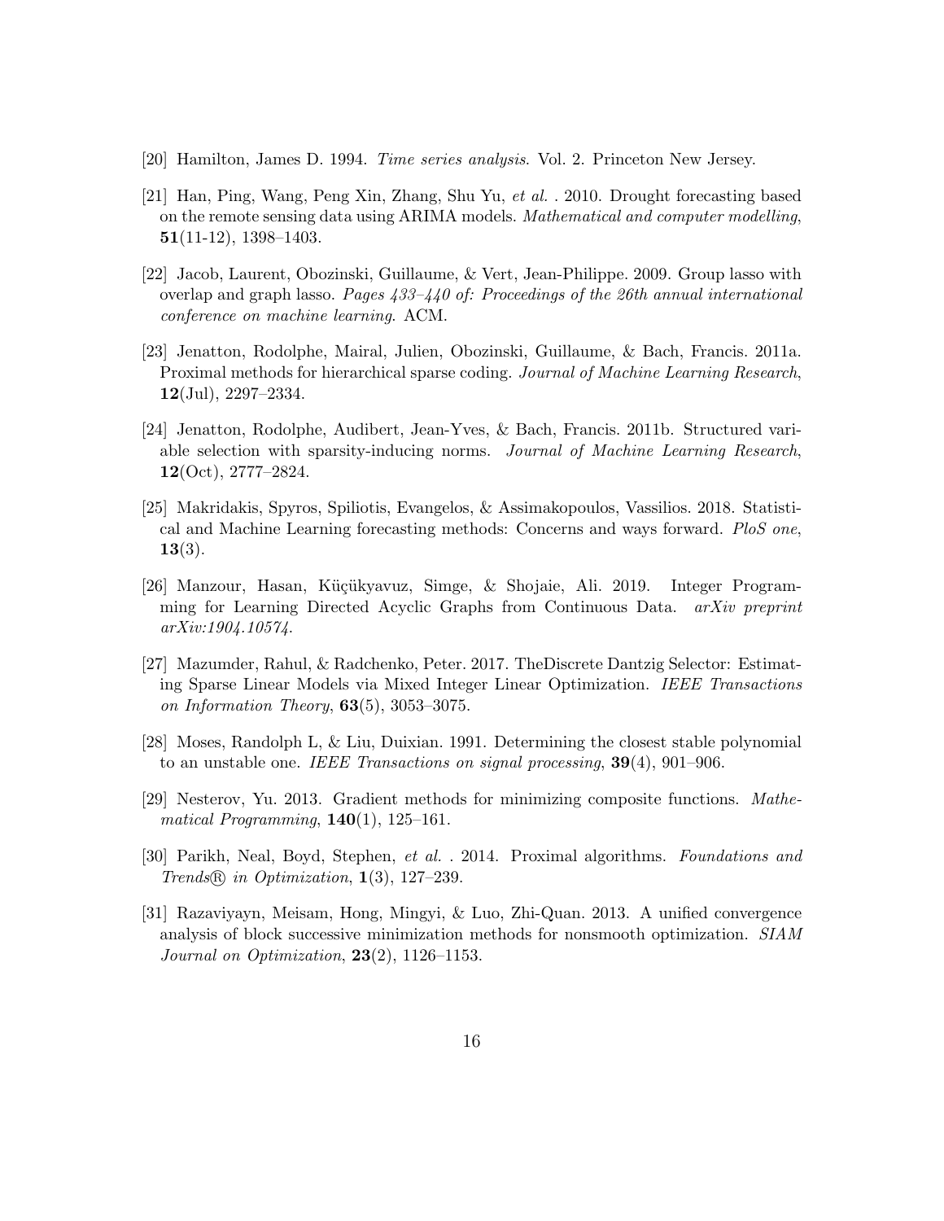[20] Hamilton, James D. 1994. *Time series analysis*. Vol. 2. Princeton New Jersey.

[21] Han, Ping, Wang, Peng Xin, Zhang, Shu Yu, *et al.* . 2010. Drought forecasting based on the remote sensing data using ARIMA models. *Mathematical and computer modelling*, **51**(11-12), 1398–1403.

[22] Jacob, Laurent, Obozinski, Guillaume, & Vert, Jean-Philippe. 2009. Group lasso with overlap and graph lasso. *Pages 433–440 of: Proceedings of the 26th annual international conference on machine learning*. ACM.

[23] Jenatton, Rodolphe, Mairal, Julien, Obozinski, Guillaume, & Bach, Francis. 2011a. Proximal methods for hierarchical sparse coding. *Journal of Machine Learning Research*, **12**(Jul), 2297–2334.

[24] Jenatton, Rodolphe, Audibert, Jean-Yves, & Bach, Francis. 2011b. Structured variable selection with sparsity-inducing norms. *Journal of Machine Learning Research*, **12**(Oct), 2777–2824.

[25] Makridakis, Spyros, Spiliotis, Evangelos, & Assimakopoulos, Vassilios. 2018. Statistical and Machine Learning forecasting methods: Concerns and ways forward. *PloS one*, **13**(3).

[26] Manzour, Hasan, Küçükyavuz, Simge, & Shojaie, Ali. 2019. Integer Programming for Learning Directed Acyclic Graphs from Continuous Data. *arXiv preprint arXiv:1904.10574*.

[27] Mazumder, Rahul, & Radchenko, Peter. 2017. TheDiscrete Dantzig Selector: Estimating Sparse Linear Models via Mixed Integer Linear Optimization. *IEEE Transactions on Information Theory*, **63**(5), 3053–3075.

[28] Moses, Randolph L, & Liu, Duixian. 1991. Determining the closest stable polynomial to an unstable one. *IEEE Transactions on signal processing*, **39**(4), 901–906.

[29] Nesterov, Yu. 2013. Gradient methods for minimizing composite functions. *Mathematical Programming*, **140**(1), 125–161.

[30] Parikh, Neal, Boyd, Stephen, *et al.* . 2014. Proximal algorithms. *Foundations and Trends® in Optimization*, **1**(3), 127–239.

[31] Razaviyayn, Meisam, Hong, Mingyi, & Luo, Zhi-Quan. 2013. A unified convergence analysis of block successive minimization methods for nonsmooth optimization. *SIAM Journal on Optimization*, **23**(2), 1126–1153.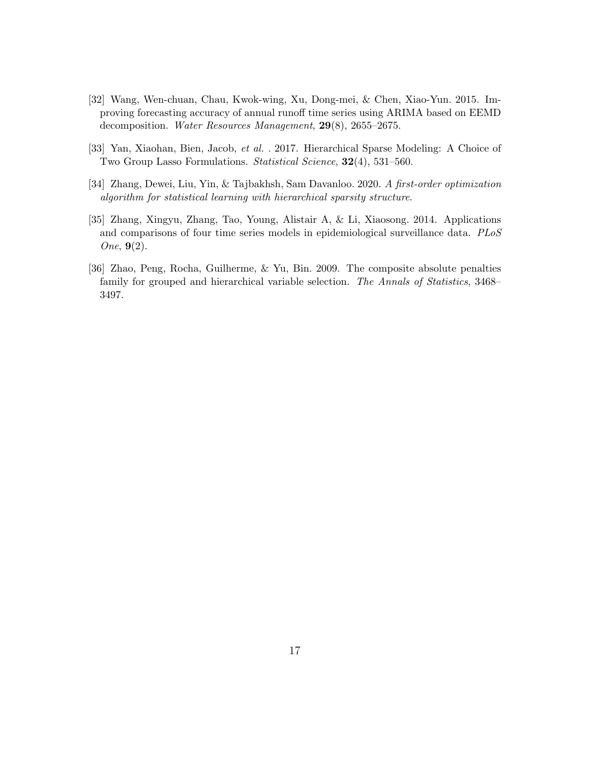[32] Wang, Wen-chuan, Chau, Kwok-wing, Xu, Dong-mei, & Chen, Xiao-Yun. 2015. Improving forecasting accuracy of annual runoff time series using ARIMA based on EEMD decomposition. *Water Resources Management*, **29**(8), 2655–2675.

[33] Yan, Xiaohan, Bien, Jacob, *et al.* . 2017. Hierarchical Sparse Modeling: A Choice of Two Group Lasso Formulations. *Statistical Science*, **32**(4), 531–560.

[34] Zhang, Dewei, Liu, Yin, & Tajbakhsh, Sam Davanloo. 2020. *A first-order optimization algorithm for statistical learning with hierarchical sparsity structure*.

[35] Zhang, Xingyu, Zhang, Tao, Young, Alistair A, & Li, Xiaosong. 2014. Applications and comparisons of four time series models in epidemiological surveillance data. *PLoS One*, **9**(2).

[36] Zhao, Peng, Rocha, Guilherme, & Yu, Bin. 2009. The composite absolute penalties family for grouped and hierarchical variable selection. *The Annals of Statistics*, 3468–3497.